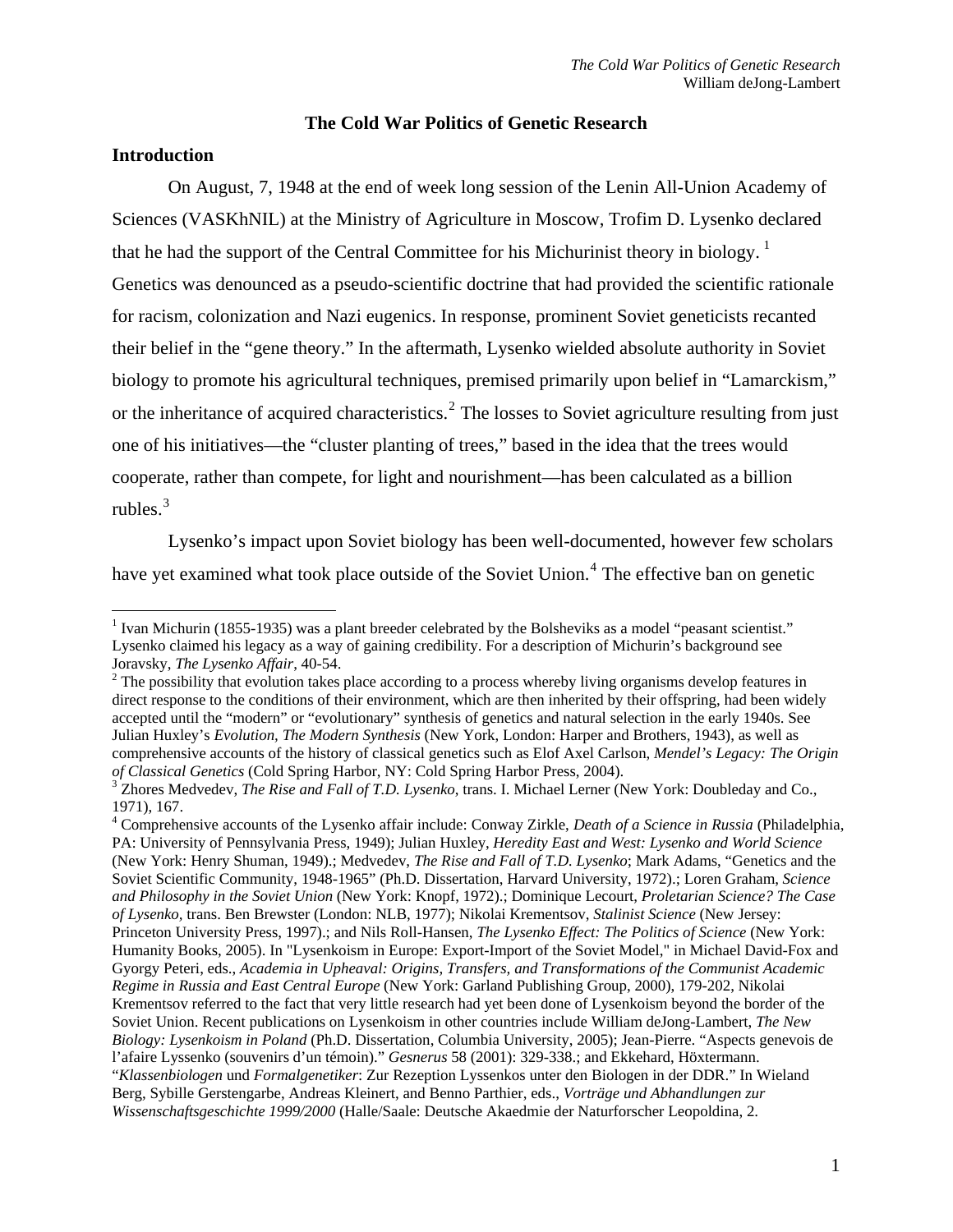# The Cold War Politics of Genetic Research

## Introduction

On August, 7, 1948 at the end of week long session of the Lenin All-Union Academy of Sciences (VASKhNIL) at the Ministry of Agriculture in Moscow, Trofim D. Lysenko declared that he had the support of the Central Committee for his Michurinist theory in biology.[1] Genetics was denounced as a pseudo-scientific doctrine that had provided the scientific rationale for racism, colonization and Nazi eugenics. In response, prominent Soviet geneticists recanted their belief in the "gene theory." In the aftermath, Lysenko wielded absolute authority in Soviet biology to promote his agricultural techniques, premised primarily upon belief in "Lamarckism," or the inheritance of acquired characteristics.[2] The losses to Soviet agriculture resulting from just one of his initiatives—the "cluster planting of trees," based in the idea that the trees would cooperate, rather than compete, for light and nourishment—has been calculated as a billion rubles.[3]

Lysenko's impact upon Soviet biology has been well-documented, however few scholars have yet examined what took place outside of the Soviet Union.[4] The effective ban on genetic

---

[1] Ivan Michurin (1855-1935) was a plant breeder celebrated by the Bolsheviks as a model "peasant scientist." Lysenko claimed his legacy as a way of gaining credibility. For a description of Michurin's background see Joravsky, *The Lysenko Affair*, 40-54.

[2] The possibility that evolution takes place according to a process whereby living organisms develop features in direct response to the conditions of their environment, which are then inherited by their offspring, had been widely accepted until the "modern" or "evolutionary" synthesis of genetics and natural selection in the early 1940s. See Julian Huxley's *Evolution, The Modern Synthesis* (New York, London: Harper and Brothers, 1943), as well as comprehensive accounts of the history of classical genetics such as Elof Axel Carlson, *Mendel's Legacy: The Origin of Classical Genetics* (Cold Spring Harbor, NY: Cold Spring Harbor Press, 2004).

[3] Zhores Medvedev, *The Rise and Fall of T.D. Lysenko*, trans. I. Michael Lerner (New York: Doubleday and Co., 1971), 167.

[4] Comprehensive accounts of the Lysenko affair include: Conway Zirkle, *Death of a Science in Russia* (Philadelphia, PA: University of Pennsylvania Press, 1949); Julian Huxley, *Heredity East and West: Lysenko and World Science* (New York: Henry Shuman, 1949).; Medvedev, *The Rise and Fall of T.D. Lysenko*; Mark Adams, "Genetics and the Soviet Scientific Community, 1948-1965" (Ph.D. Dissertation, Harvard University, 1972).; Loren Graham, *Science and Philosophy in the Soviet Union* (New York: Knopf, 1972).; Dominique Lecourt, *Proletarian Science? The Case of Lysenko*, trans. Ben Brewster (London: NLB, 1977); Nikolai Krementsov, *Stalinist Science* (New Jersey: Princeton University Press, 1997).; and Nils Roll-Hansen, *The Lysenko Effect: The Politics of Science* (New York: Humanity Books, 2005). In "Lysenkoism in Europe: Export-Import of the Soviet Model," in Michael David-Fox and Gyorgy Peteri, eds., *Academia in Upheaval: Origins, Transfers, and Transformations of the Communist Academic Regime in Russia and East Central Europe* (New York: Garland Publishing Group, 2000), 179-202, Nikolai Krementsov referred to the fact that very little research had yet been done of Lysenkoism beyond the border of the Soviet Union. Recent publications on Lysenkoism in other countries include William deJong-Lambert, *The New Biology: Lysenkoism in Poland* (Ph.D. Dissertation, Columbia University, 2005); Jean-Pierre. "Aspects genevois de l'afaire Lyssenko (souvenirs d'un témoin)." *Gesnerus* 58 (2001): 329-338.; and Ekkehard, Höxtermann. "*Klassenbiologen* und *Formalgenetiker*: Zur Rezeption Lyssenkos unter den Biologen in der DDR." In Wieland Berg, Sybille Gerstengarbe, Andreas Kleinert, and Benno Parthier, eds., *Vorträge und Abhandlungen zur Wissenschaftsgeschichte 1999/2000* (Halle/Saale: Deutsche Akaedmie der Naturforscher Leopoldina, 2.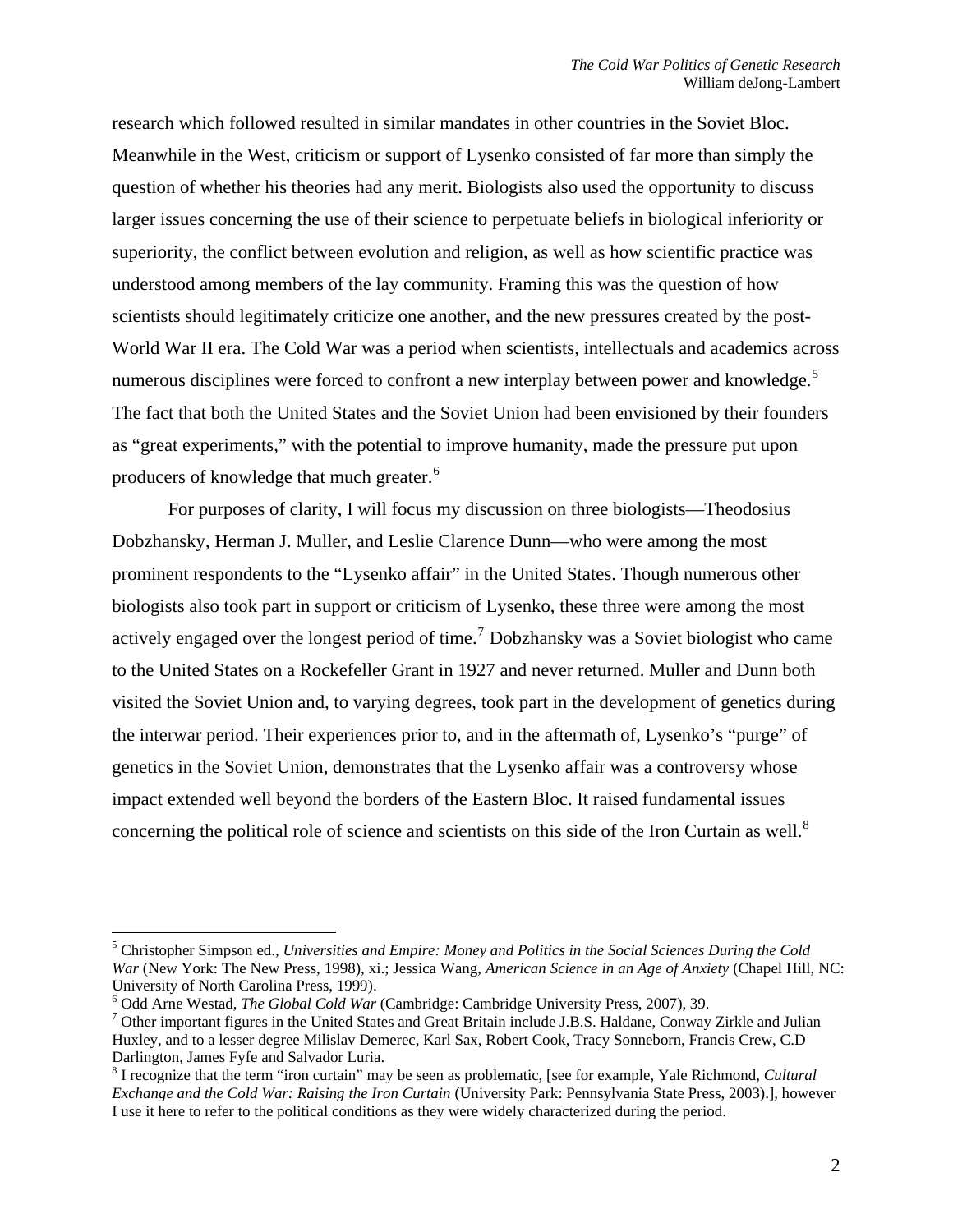research which followed resulted in similar mandates in other countries in the Soviet Bloc. Meanwhile in the West, criticism or support of Lysenko consisted of far more than simply the question of whether his theories had any merit. Biologists also used the opportunity to discuss larger issues concerning the use of their science to perpetuate beliefs in biological inferiority or superiority, the conflict between evolution and religion, as well as how scientific practice was understood among members of the lay community. Framing this was the question of how scientists should legitimately criticize one another, and the new pressures created by the post-World War II era. The Cold War was a period when scientists, intellectuals and academics across numerous disciplines were forced to confront a new interplay between power and knowledge.[5] The fact that both the United States and the Soviet Union had been envisioned by their founders as "great experiments," with the potential to improve humanity, made the pressure put upon producers of knowledge that much greater.[6]

For purposes of clarity, I will focus my discussion on three biologists—Theodosius Dobzhansky, Herman J. Muller, and Leslie Clarence Dunn—who were among the most prominent respondents to the "Lysenko affair" in the United States. Though numerous other biologists also took part in support or criticism of Lysenko, these three were among the most actively engaged over the longest period of time.[7] Dobzhansky was a Soviet biologist who came to the United States on a Rockefeller Grant in 1927 and never returned. Muller and Dunn both visited the Soviet Union and, to varying degrees, took part in the development of genetics during the interwar period. Their experiences prior to, and in the aftermath of, Lysenko's "purge" of genetics in the Soviet Union, demonstrates that the Lysenko affair was a controversy whose impact extended well beyond the borders of the Eastern Bloc. It raised fundamental issues concerning the political role of science and scientists on this side of the Iron Curtain as well.[8]

---

[5] Christopher Simpson ed., *Universities and Empire: Money and Politics in the Social Sciences During the Cold War* (New York: The New Press, 1998), xi.; Jessica Wang, *American Science in an Age of Anxiety* (Chapel Hill, NC: University of North Carolina Press, 1999).

[6] Odd Arne Westad, *The Global Cold War* (Cambridge: Cambridge University Press, 2007), 39.

[7] Other important figures in the United States and Great Britain include J.B.S. Haldane, Conway Zirkle and Julian Huxley, and to a lesser degree Milislav Demerec, Karl Sax, Robert Cook, Tracy Sonneborn, Francis Crew, C.D Darlington, James Fyfe and Salvador Luria.

[8] I recognize that the term "iron curtain" may be seen as problematic, [see for example, Yale Richmond, *Cultural Exchange and the Cold War: Raising the Iron Curtain* (University Park: Pennsylvania State Press, 2003).], however I use it here to refer to the political conditions as they were widely characterized during the period.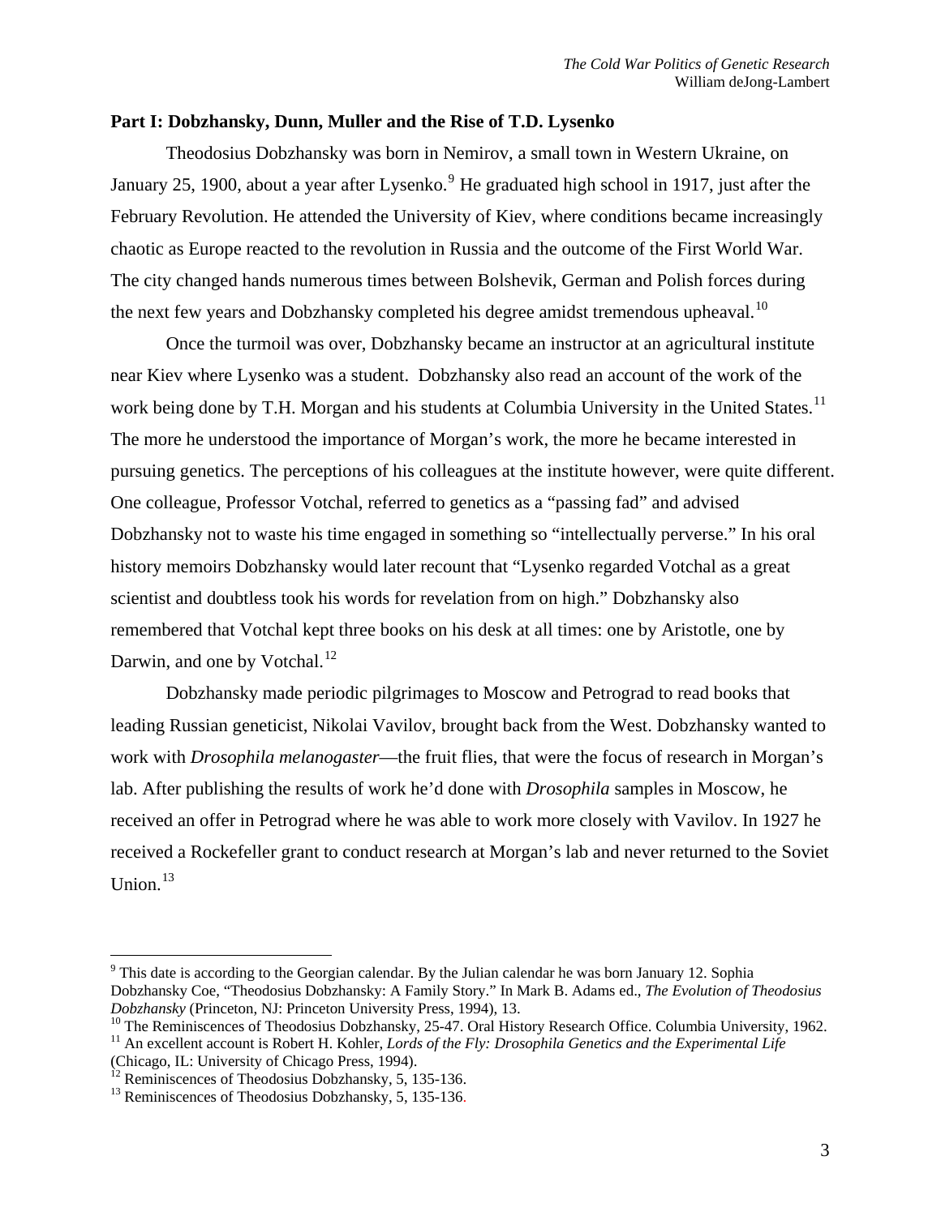**Part I: Dobzhansky, Dunn, Muller and the Rise of T.D. Lysenko**

Theodosius Dobzhansky was born in Nemirov, a small town in Western Ukraine, on January 25, 1900, about a year after Lysenko.[9] He graduated high school in 1917, just after the February Revolution. He attended the University of Kiev, where conditions became increasingly chaotic as Europe reacted to the revolution in Russia and the outcome of the First World War. The city changed hands numerous times between Bolshevik, German and Polish forces during the next few years and Dobzhansky completed his degree amidst tremendous upheaval.[10]

Once the turmoil was over, Dobzhansky became an instructor at an agricultural institute near Kiev where Lysenko was a student. Dobzhansky also read an account of the work of the work being done by T.H. Morgan and his students at Columbia University in the United States.[11] The more he understood the importance of Morgan's work, the more he became interested in pursuing genetics. The perceptions of his colleagues at the institute however, were quite different. One colleague, Professor Votchal, referred to genetics as a "passing fad" and advised Dobzhansky not to waste his time engaged in something so "intellectually perverse." In his oral history memoirs Dobzhansky would later recount that "Lysenko regarded Votchal as a great scientist and doubtless took his words for revelation from on high." Dobzhansky also remembered that Votchal kept three books on his desk at all times: one by Aristotle, one by Darwin, and one by Votchal.[12]

Dobzhansky made periodic pilgrimages to Moscow and Petrograd to read books that leading Russian geneticist, Nikolai Vavilov, brought back from the West. Dobzhansky wanted to work with *Drosophila melanogaster*—the fruit flies, that were the focus of research in Morgan's lab. After publishing the results of work he'd done with *Drosophila* samples in Moscow, he received an offer in Petrograd where he was able to work more closely with Vavilov. In 1927 he received a Rockefeller grant to conduct research at Morgan's lab and never returned to the Soviet Union.[13]

---

[9] This date is according to the Georgian calendar. By the Julian calendar he was born January 12. Sophia Dobzhansky Coe, "Theodosius Dobzhansky: A Family Story." In Mark B. Adams ed., *The Evolution of Theodosius Dobzhansky* (Princeton, NJ: Princeton University Press, 1994), 13.

[10] The Reminiscences of Theodosius Dobzhansky, 25-47. Oral History Research Office. Columbia University, 1962.

[11] An excellent account is Robert H. Kohler, *Lords of the Fly: Drosophila Genetics and the Experimental Life* (Chicago, IL: University of Chicago Press, 1994).

[12] Reminiscences of Theodosius Dobzhansky, 5, 135-136.

[13] Reminiscences of Theodosius Dobzhansky, 5, 135-136.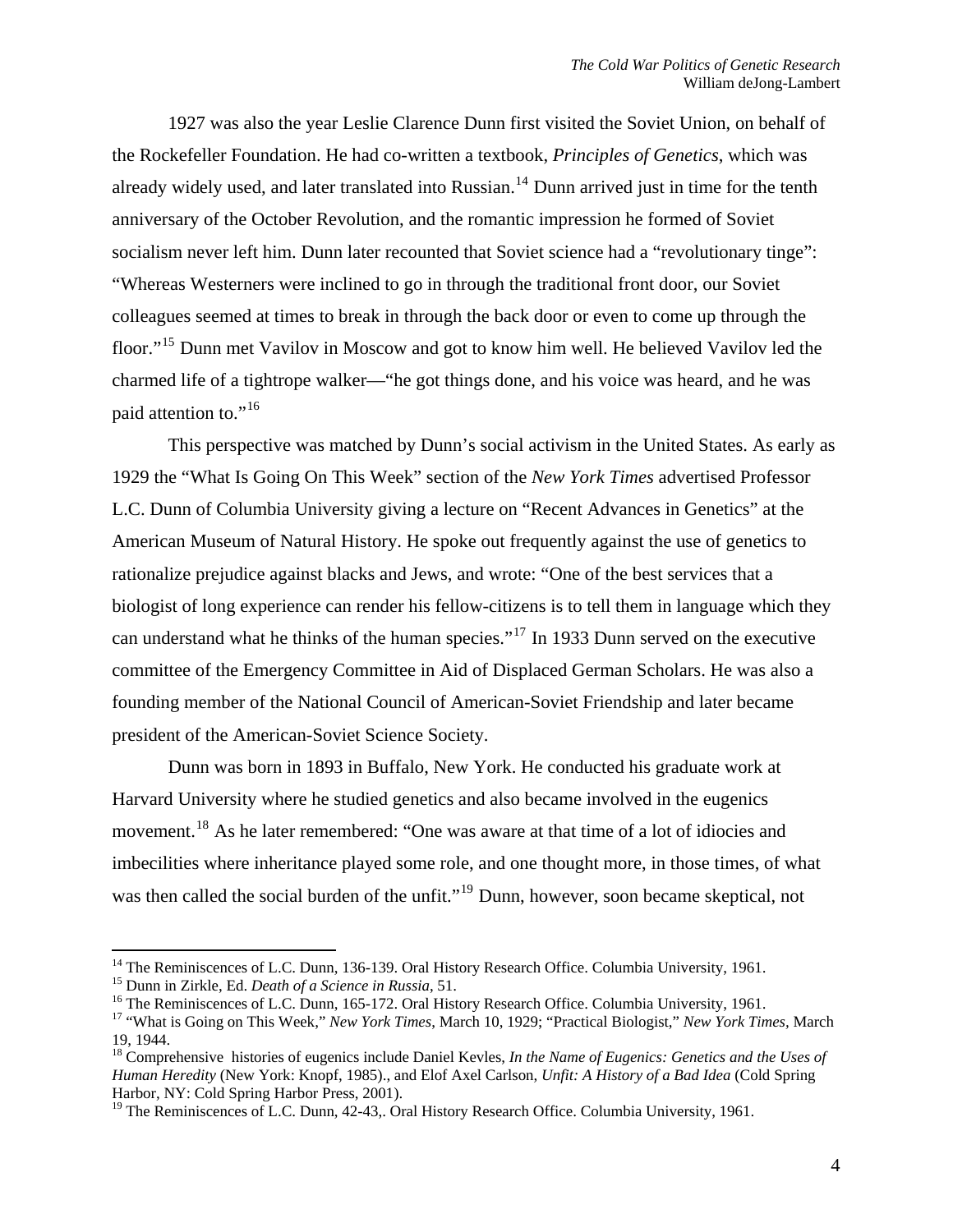1927 was also the year Leslie Clarence Dunn first visited the Soviet Union, on behalf of the Rockefeller Foundation. He had co-written a textbook, *Principles of Genetics*, which was already widely used, and later translated into Russian.[14] Dunn arrived just in time for the tenth anniversary of the October Revolution, and the romantic impression he formed of Soviet socialism never left him. Dunn later recounted that Soviet science had a "revolutionary tinge": "Whereas Westerners were inclined to go in through the traditional front door, our Soviet colleagues seemed at times to break in through the back door or even to come up through the floor."[15] Dunn met Vavilov in Moscow and got to know him well. He believed Vavilov led the charmed life of a tightrope walker—"he got things done, and his voice was heard, and he was paid attention to."[16]

This perspective was matched by Dunn's social activism in the United States. As early as 1929 the "What Is Going On This Week" section of the *New York Times* advertised Professor L.C. Dunn of Columbia University giving a lecture on "Recent Advances in Genetics" at the American Museum of Natural History. He spoke out frequently against the use of genetics to rationalize prejudice against blacks and Jews, and wrote: "One of the best services that a biologist of long experience can render his fellow-citizens is to tell them in language which they can understand what he thinks of the human species."[17] In 1933 Dunn served on the executive committee of the Emergency Committee in Aid of Displaced German Scholars. He was also a founding member of the National Council of American-Soviet Friendship and later became president of the American-Soviet Science Society.

Dunn was born in 1893 in Buffalo, New York. He conducted his graduate work at Harvard University where he studied genetics and also became involved in the eugenics movement.[18] As he later remembered: "One was aware at that time of a lot of idiocies and imbecilities where inheritance played some role, and one thought more, in those times, of what was then called the social burden of the unfit."[19] Dunn, however, soon became skeptical, not

---

[14] The Reminiscences of L.C. Dunn, 136-139. Oral History Research Office. Columbia University, 1961.

[15] Dunn in Zirkle, Ed. *Death of a Science in Russia*, 51.

[16] The Reminiscences of L.C. Dunn, 165-172. Oral History Research Office. Columbia University, 1961.

[17] "What is Going on This Week," *New York Times*, March 10, 1929; "Practical Biologist," *New York Times*, March 19, 1944.

[18] Comprehensive histories of eugenics include Daniel Kevles, *In the Name of Eugenics: Genetics and the Uses of Human Heredity* (New York: Knopf, 1985)., and Elof Axel Carlson, *Unfit: A History of a Bad Idea* (Cold Spring Harbor, NY: Cold Spring Harbor Press, 2001).

[19] The Reminiscences of L.C. Dunn, 42-43,. Oral History Research Office. Columbia University, 1961.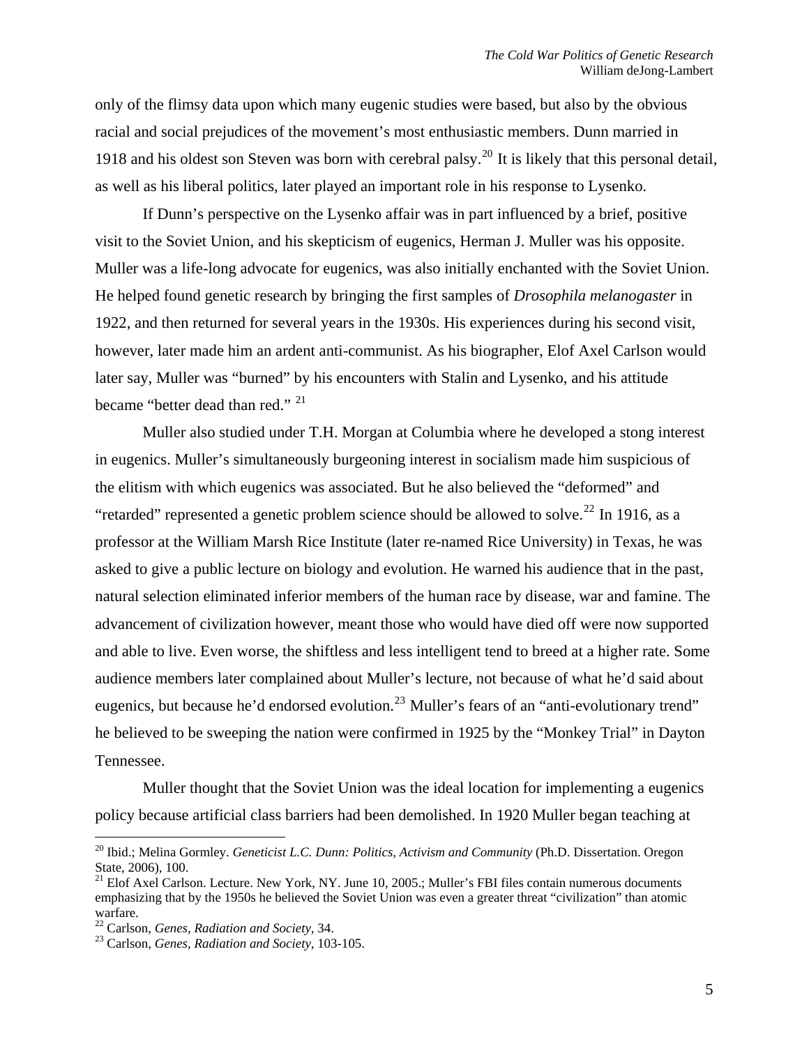only of the flimsy data upon which many eugenic studies were based, but also by the obvious racial and social prejudices of the movement's most enthusiastic members. Dunn married in 1918 and his oldest son Steven was born with cerebral palsy.[20] It is likely that this personal detail, as well as his liberal politics, later played an important role in his response to Lysenko.

If Dunn's perspective on the Lysenko affair was in part influenced by a brief, positive visit to the Soviet Union, and his skepticism of eugenics, Herman J. Muller was his opposite. Muller was a life-long advocate for eugenics, was also initially enchanted with the Soviet Union. He helped found genetic research by bringing the first samples of *Drosophila melanogaster* in 1922, and then returned for several years in the 1930s. His experiences during his second visit, however, later made him an ardent anti-communist. As his biographer, Elof Axel Carlson would later say, Muller was "burned" by his encounters with Stalin and Lysenko, and his attitude became "better dead than red." [21]

Muller also studied under T.H. Morgan at Columbia where he developed a stong interest in eugenics. Muller's simultaneously burgeoning interest in socialism made him suspicious of the elitism with which eugenics was associated. But he also believed the "deformed" and "retarded" represented a genetic problem science should be allowed to solve.[22] In 1916, as a professor at the William Marsh Rice Institute (later re-named Rice University) in Texas, he was asked to give a public lecture on biology and evolution. He warned his audience that in the past, natural selection eliminated inferior members of the human race by disease, war and famine. The advancement of civilization however, meant those who would have died off were now supported and able to live. Even worse, the shiftless and less intelligent tend to breed at a higher rate. Some audience members later complained about Muller's lecture, not because of what he'd said about eugenics, but because he'd endorsed evolution.[23] Muller's fears of an "anti-evolutionary trend" he believed to be sweeping the nation were confirmed in 1925 by the "Monkey Trial" in Dayton Tennessee.

Muller thought that the Soviet Union was the ideal location for implementing a eugenics policy because artificial class barriers had been demolished. In 1920 Muller began teaching at

---

[20] Ibid.; Melina Gormley. *Geneticist L.C. Dunn: Politics, Activism and Community* (Ph.D. Dissertation. Oregon State, 2006), 100.

[21] Elof Axel Carlson. Lecture. New York, NY. June 10, 2005.; Muller's FBI files contain numerous documents emphasizing that by the 1950s he believed the Soviet Union was even a greater threat "civilization" than atomic warfare.

[22] Carlson, *Genes, Radiation and Society*, 34.

[23] Carlson, *Genes, Radiation and Society*, 103-105.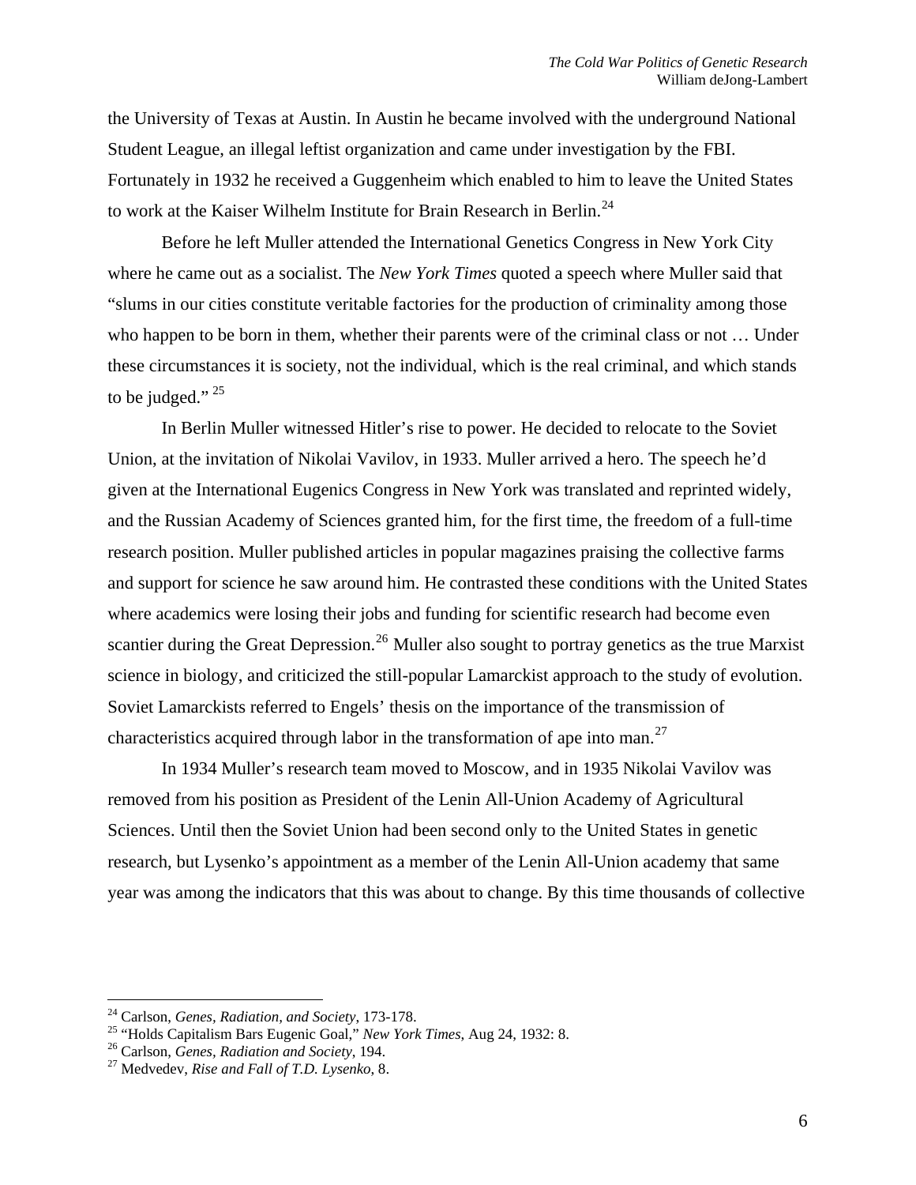the University of Texas at Austin. In Austin he became involved with the underground National Student League, an illegal leftist organization and came under investigation by the FBI. Fortunately in 1932 he received a Guggenheim which enabled to him to leave the United States to work at the Kaiser Wilhelm Institute for Brain Research in Berlin.[24]

Before he left Muller attended the International Genetics Congress in New York City where he came out as a socialist. The *New York Times* quoted a speech where Muller said that "slums in our cities constitute veritable factories for the production of criminality among those who happen to be born in them, whether their parents were of the criminal class or not … Under these circumstances it is society, not the individual, which is the real criminal, and which stands to be judged." [25]

In Berlin Muller witnessed Hitler's rise to power. He decided to relocate to the Soviet Union, at the invitation of Nikolai Vavilov, in 1933. Muller arrived a hero. The speech he'd given at the International Eugenics Congress in New York was translated and reprinted widely, and the Russian Academy of Sciences granted him, for the first time, the freedom of a full-time research position. Muller published articles in popular magazines praising the collective farms and support for science he saw around him. He contrasted these conditions with the United States where academics were losing their jobs and funding for scientific research had become even scantier during the Great Depression.[26] Muller also sought to portray genetics as the true Marxist science in biology, and criticized the still-popular Lamarckist approach to the study of evolution. Soviet Lamarckists referred to Engels' thesis on the importance of the transmission of characteristics acquired through labor in the transformation of ape into man.[27]

In 1934 Muller's research team moved to Moscow, and in 1935 Nikolai Vavilov was removed from his position as President of the Lenin All-Union Academy of Agricultural Sciences. Until then the Soviet Union had been second only to the United States in genetic research, but Lysenko's appointment as a member of the Lenin All-Union academy that same year was among the indicators that this was about to change. By this time thousands of collective

---

[24] Carlson, *Genes, Radiation, and Society*, 173-178.
[25] "Holds Capitalism Bars Eugenic Goal," *New York Times*, Aug 24, 1932: 8.
[26] Carlson, *Genes, Radiation and Society*, 194.
[27] Medvedev, *Rise and Fall of T.D. Lysenko*, 8.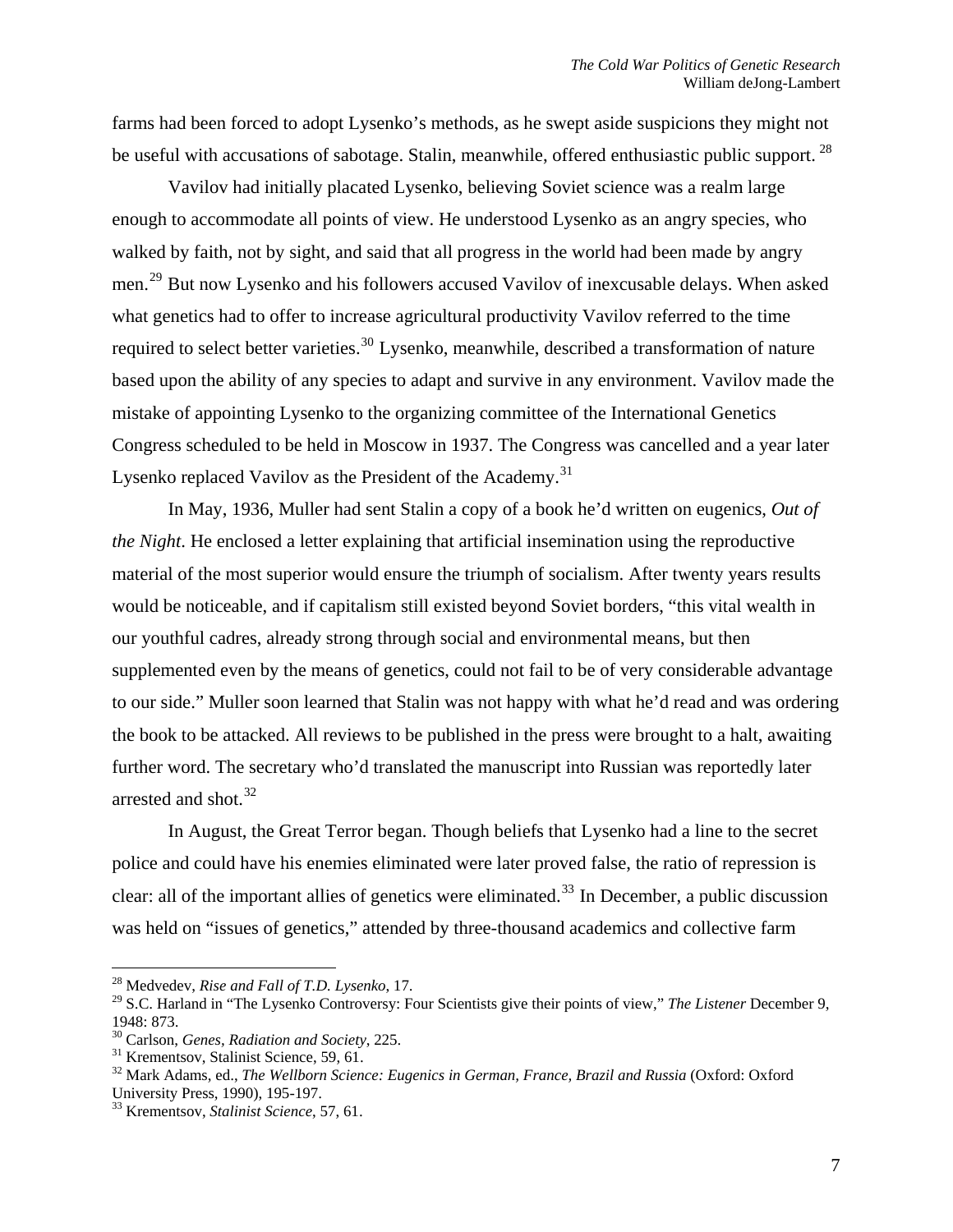farms had been forced to adopt Lysenko's methods, as he swept aside suspicions they might not be useful with accusations of sabotage. Stalin, meanwhile, offered enthusiastic public support.[28]

Vavilov had initially placated Lysenko, believing Soviet science was a realm large enough to accommodate all points of view. He understood Lysenko as an angry species, who walked by faith, not by sight, and said that all progress in the world had been made by angry men.[29] But now Lysenko and his followers accused Vavilov of inexcusable delays. When asked what genetics had to offer to increase agricultural productivity Vavilov referred to the time required to select better varieties.[30] Lysenko, meanwhile, described a transformation of nature based upon the ability of any species to adapt and survive in any environment. Vavilov made the mistake of appointing Lysenko to the organizing committee of the International Genetics Congress scheduled to be held in Moscow in 1937. The Congress was cancelled and a year later Lysenko replaced Vavilov as the President of the Academy.[31]

In May, 1936, Muller had sent Stalin a copy of a book he'd written on eugenics, *Out of the Night*. He enclosed a letter explaining that artificial insemination using the reproductive material of the most superior would ensure the triumph of socialism. After twenty years results would be noticeable, and if capitalism still existed beyond Soviet borders, "this vital wealth in our youthful cadres, already strong through social and environmental means, but then supplemented even by the means of genetics, could not fail to be of very considerable advantage to our side." Muller soon learned that Stalin was not happy with what he'd read and was ordering the book to be attacked. All reviews to be published in the press were brought to a halt, awaiting further word. The secretary who'd translated the manuscript into Russian was reportedly later arrested and shot.[32]

In August, the Great Terror began. Though beliefs that Lysenko had a line to the secret police and could have his enemies eliminated were later proved false, the ratio of repression is clear: all of the important allies of genetics were eliminated.[33] In December, a public discussion was held on "issues of genetics," attended by three-thousand academics and collective farm

---

[28] Medvedev, *Rise and Fall of T.D. Lysenko*, 17.

[29] S.C. Harland in "The Lysenko Controversy: Four Scientists give their points of view," *The Listener* December 9, 1948: 873.

[30] Carlson, *Genes, Radiation and Society*, 225.

[31] Krementsov, Stalinist Science, 59, 61.

[32] Mark Adams, ed., *The Wellborn Science: Eugenics in German, France, Brazil and Russia* (Oxford: Oxford University Press, 1990), 195-197.

[33] Krementsov, *Stalinist Science*, 57, 61.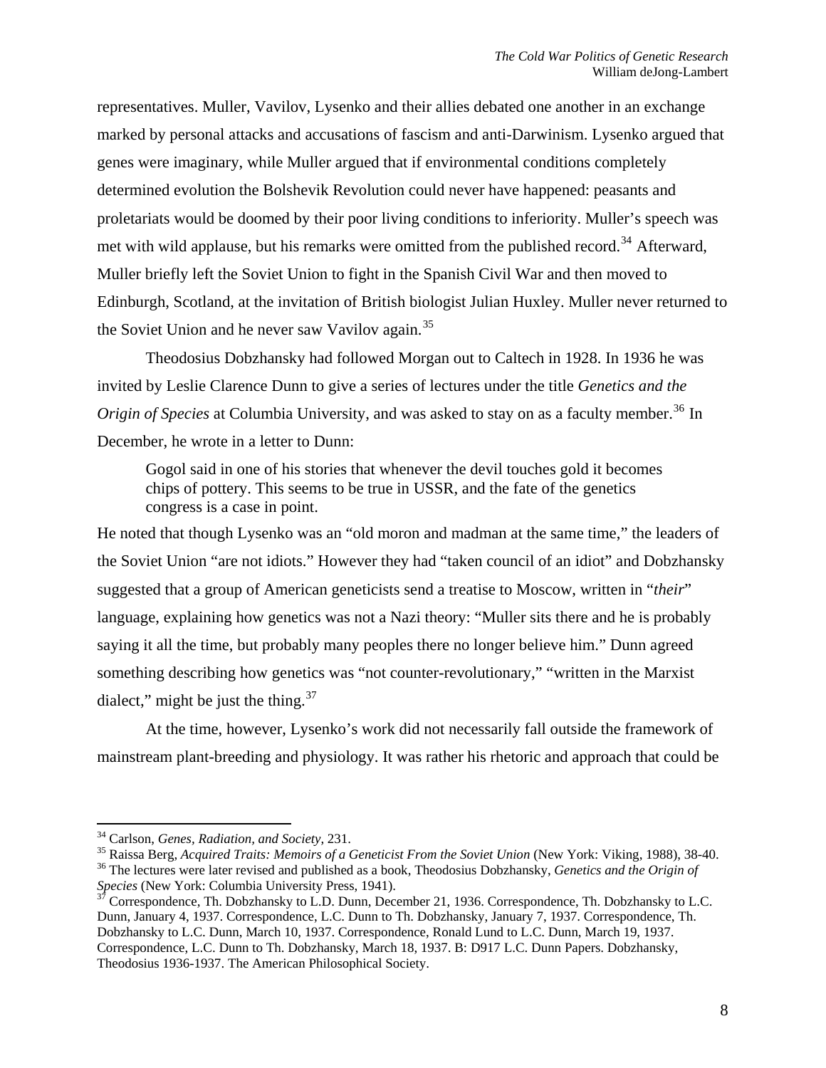representatives. Muller, Vavilov, Lysenko and their allies debated one another in an exchange marked by personal attacks and accusations of fascism and anti-Darwinism. Lysenko argued that genes were imaginary, while Muller argued that if environmental conditions completely determined evolution the Bolshevik Revolution could never have happened: peasants and proletariats would be doomed by their poor living conditions to inferiority. Muller's speech was met with wild applause, but his remarks were omitted from the published record.[34] Afterward, Muller briefly left the Soviet Union to fight in the Spanish Civil War and then moved to Edinburgh, Scotland, at the invitation of British biologist Julian Huxley. Muller never returned to the Soviet Union and he never saw Vavilov again.[35]

Theodosius Dobzhansky had followed Morgan out to Caltech in 1928. In 1936 he was invited by Leslie Clarence Dunn to give a series of lectures under the title *Genetics and the Origin of Species* at Columbia University, and was asked to stay on as a faculty member.[36] In December, he wrote in a letter to Dunn:

> Gogol said in one of his stories that whenever the devil touches gold it becomes chips of pottery. This seems to be true in USSR, and the fate of the genetics congress is a case in point.

He noted that though Lysenko was an "old moron and madman at the same time," the leaders of the Soviet Union "are not idiots." However they had "taken council of an idiot" and Dobzhansky suggested that a group of American geneticists send a treatise to Moscow, written in "*their*" language, explaining how genetics was not a Nazi theory: "Muller sits there and he is probably saying it all the time, but probably many peoples there no longer believe him." Dunn agreed something describing how genetics was "not counter-revolutionary," "written in the Marxist dialect," might be just the thing.[37]

At the time, however, Lysenko's work did not necessarily fall outside the framework of mainstream plant-breeding and physiology. It was rather his rhetoric and approach that could be

---

[34] Carlson, *Genes, Radiation, and Society*, 231.

[35] Raissa Berg, *Acquired Traits: Memoirs of a Geneticist From the Soviet Union* (New York: Viking, 1988), 38-40.

[36] The lectures were later revised and published as a book, Theodosius Dobzhansky, *Genetics and the Origin of Species* (New York: Columbia University Press, 1941).

[37] Correspondence, Th. Dobzhansky to L.D. Dunn, December 21, 1936. Correspondence, Th. Dobzhansky to L.C. Dunn, January 4, 1937. Correspondence, L.C. Dunn to Th. Dobzhansky, January 7, 1937. Correspondence, Th. Dobzhansky to L.C. Dunn, March 10, 1937. Correspondence, Ronald Lund to L.C. Dunn, March 19, 1937. Correspondence, L.C. Dunn to Th. Dobzhansky, March 18, 1937. B: D917 L.C. Dunn Papers. Dobzhansky, Theodosius 1936-1937. The American Philosophical Society.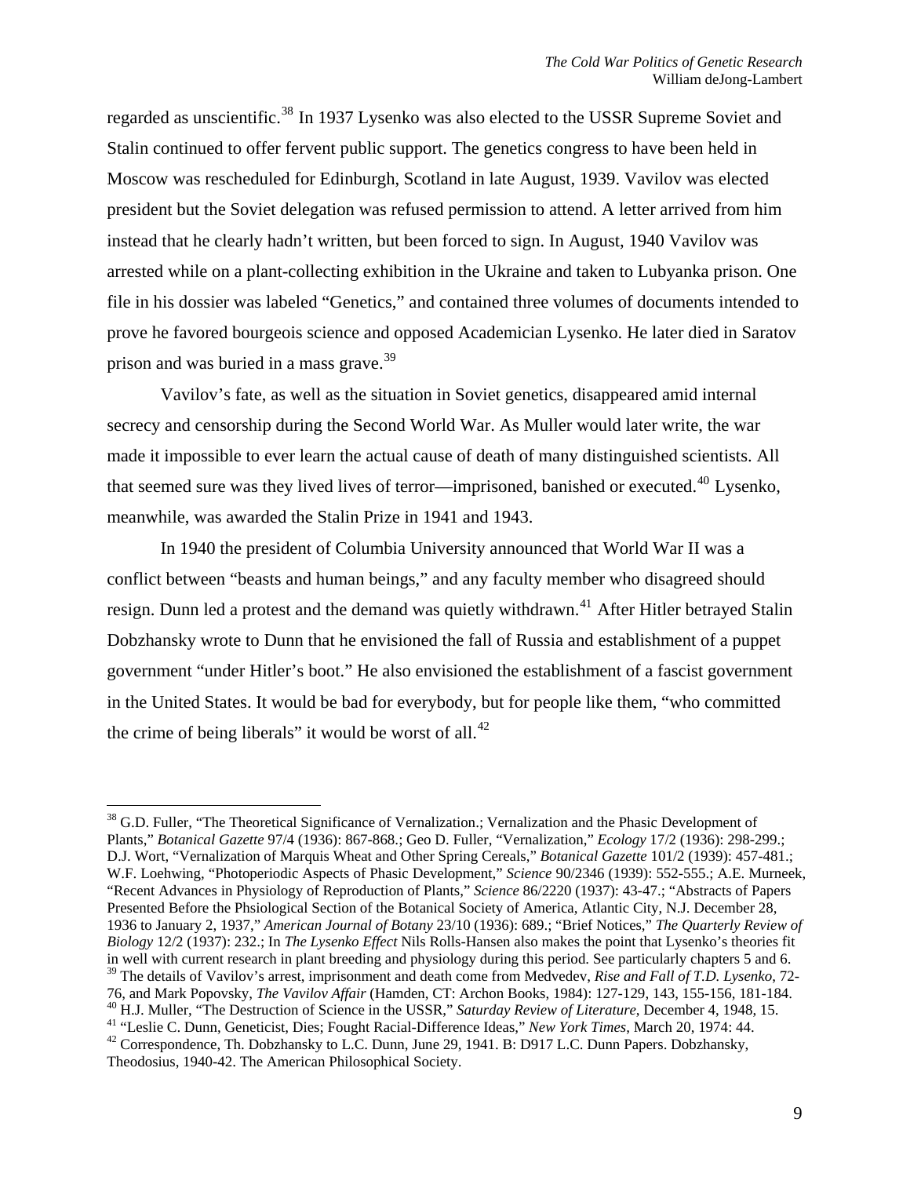regarded as unscientific.[38] In 1937 Lysenko was also elected to the USSR Supreme Soviet and Stalin continued to offer fervent public support. The genetics congress to have been held in Moscow was rescheduled for Edinburgh, Scotland in late August, 1939. Vavilov was elected president but the Soviet delegation was refused permission to attend. A letter arrived from him instead that he clearly hadn't written, but been forced to sign. In August, 1940 Vavilov was arrested while on a plant-collecting exhibition in the Ukraine and taken to Lubyanka prison. One file in his dossier was labeled "Genetics," and contained three volumes of documents intended to prove he favored bourgeois science and opposed Academician Lysenko. He later died in Saratov prison and was buried in a mass grave.[39]

Vavilov's fate, as well as the situation in Soviet genetics, disappeared amid internal secrecy and censorship during the Second World War. As Muller would later write, the war made it impossible to ever learn the actual cause of death of many distinguished scientists. All that seemed sure was they lived lives of terror—imprisoned, banished or executed.[40] Lysenko, meanwhile, was awarded the Stalin Prize in 1941 and 1943.

In 1940 the president of Columbia University announced that World War II was a conflict between "beasts and human beings," and any faculty member who disagreed should resign. Dunn led a protest and the demand was quietly withdrawn.[41] After Hitler betrayed Stalin Dobzhansky wrote to Dunn that he envisioned the fall of Russia and establishment of a puppet government "under Hitler's boot." He also envisioned the establishment of a fascist government in the United States. It would be bad for everybody, but for people like them, "who committed the crime of being liberals" it would be worst of all.[42]

---

[38] G.D. Fuller, "The Theoretical Significance of Vernalization.; Vernalization and the Phasic Development of Plants," *Botanical Gazette* 97/4 (1936): 867-868.; Geo D. Fuller, "Vernalization," *Ecology* 17/2 (1936): 298-299.; D.J. Wort, "Vernalization of Marquis Wheat and Other Spring Cereals," *Botanical Gazette* 101/2 (1939): 457-481.; W.F. Loehwing, "Photoperiodic Aspects of Phasic Development," *Science* 90/2346 (1939): 552-555.; A.E. Murneek, "Recent Advances in Physiology of Reproduction of Plants," *Science* 86/2220 (1937): 43-47.; "Abstracts of Papers Presented Before the Phsiological Section of the Botanical Society of America, Atlantic City, N.J. December 28, 1936 to January 2, 1937," *American Journal of Botany* 23/10 (1936): 689.; "Brief Notices," *The Quarterly Review of Biology* 12/2 (1937): 232.; In *The Lysenko Effect* Nils Rolls-Hansen also makes the point that Lysenko's theories fit in well with current research in plant breeding and physiology during this period. See particularly chapters 5 and 6.

[39] The details of Vavilov's arrest, imprisonment and death come from Medvedev, *Rise and Fall of T.D. Lysenko*, 72-76, and Mark Popovsky, *The Vavilov Affair* (Hamden, CT: Archon Books, 1984): 127-129, 143, 155-156, 181-184.

[40] H.J. Muller, "The Destruction of Science in the USSR," *Saturday Review of Literature*, December 4, 1948, 15.

[41] "Leslie C. Dunn, Geneticist, Dies; Fought Racial-Difference Ideas," *New York Times*, March 20, 1974: 44.

[42] Correspondence, Th. Dobzhansky to L.C. Dunn, June 29, 1941. B: D917 L.C. Dunn Papers. Dobzhansky, Theodosius, 1940-42. The American Philosophical Society.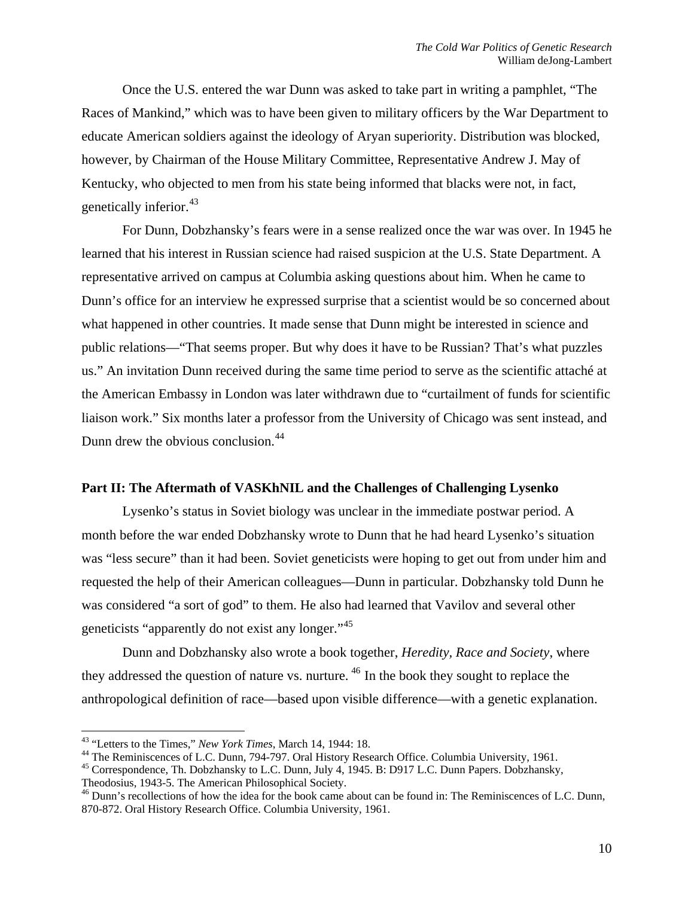Once the U.S. entered the war Dunn was asked to take part in writing a pamphlet, "The Races of Mankind," which was to have been given to military officers by the War Department to educate American soldiers against the ideology of Aryan superiority. Distribution was blocked, however, by Chairman of the House Military Committee, Representative Andrew J. May of Kentucky, who objected to men from his state being informed that blacks were not, in fact, genetically inferior.[43]

For Dunn, Dobzhansky's fears were in a sense realized once the war was over. In 1945 he learned that his interest in Russian science had raised suspicion at the U.S. State Department. A representative arrived on campus at Columbia asking questions about him. When he came to Dunn's office for an interview he expressed surprise that a scientist would be so concerned about what happened in other countries. It made sense that Dunn might be interested in science and public relations—"That seems proper. But why does it have to be Russian? That's what puzzles us." An invitation Dunn received during the same time period to serve as the scientific attaché at the American Embassy in London was later withdrawn due to "curtailment of funds for scientific liaison work." Six months later a professor from the University of Chicago was sent instead, and Dunn drew the obvious conclusion.[44]

## Part II: The Aftermath of VASKhNIL and the Challenges of Challenging Lysenko

Lysenko's status in Soviet biology was unclear in the immediate postwar period. A month before the war ended Dobzhansky wrote to Dunn that he had heard Lysenko's situation was "less secure" than it had been. Soviet geneticists were hoping to get out from under him and requested the help of their American colleagues—Dunn in particular. Dobzhansky told Dunn he was considered "a sort of god" to them. He also had learned that Vavilov and several other geneticists "apparently do not exist any longer."[45]

Dunn and Dobzhansky also wrote a book together, *Heredity, Race and Society*, where they addressed the question of nature vs. nurture.[46] In the book they sought to replace the anthropological definition of race—based upon visible difference—with a genetic explanation.

---

[43] "Letters to the Times," *New York Times*, March 14, 1944: 18.

[44] The Reminiscences of L.C. Dunn, 794-797. Oral History Research Office. Columbia University, 1961.

[45] Correspondence, Th. Dobzhansky to L.C. Dunn, July 4, 1945. B: D917 L.C. Dunn Papers. Dobzhansky, Theodosius, 1943-5. The American Philosophical Society.

[46] Dunn's recollections of how the idea for the book came about can be found in: The Reminiscences of L.C. Dunn, 870-872. Oral History Research Office. Columbia University, 1961.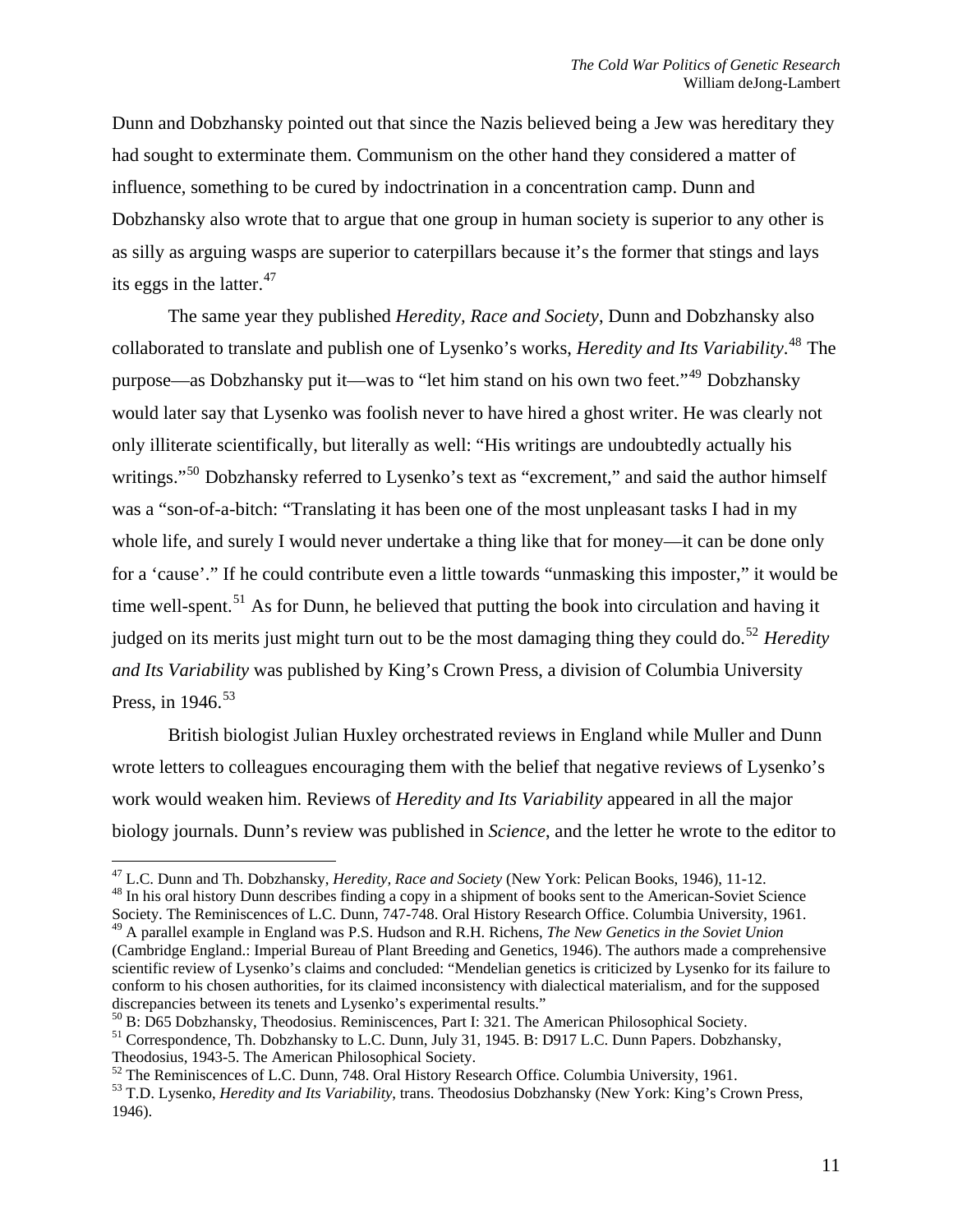Dunn and Dobzhansky pointed out that since the Nazis believed being a Jew was hereditary they had sought to exterminate them. Communism on the other hand they considered a matter of influence, something to be cured by indoctrination in a concentration camp. Dunn and Dobzhansky also wrote that to argue that one group in human society is superior to any other is as silly as arguing wasps are superior to caterpillars because it's the former that stings and lays its eggs in the latter.[47]

The same year they published *Heredity, Race and Society*, Dunn and Dobzhansky also collaborated to translate and publish one of Lysenko's works, *Heredity and Its Variability*.[48] The purpose—as Dobzhansky put it—was to "let him stand on his own two feet."[49] Dobzhansky would later say that Lysenko was foolish never to have hired a ghost writer. He was clearly not only illiterate scientifically, but literally as well: "His writings are undoubtedly actually his writings."[50] Dobzhansky referred to Lysenko's text as "excrement," and said the author himself was a "son-of-a-bitch: "Translating it has been one of the most unpleasant tasks I had in my whole life, and surely I would never undertake a thing like that for money—it can be done only for a 'cause'." If he could contribute even a little towards "unmasking this imposter," it would be time well-spent.[51] As for Dunn, he believed that putting the book into circulation and having it judged on its merits just might turn out to be the most damaging thing they could do.[52] *Heredity and Its Variability* was published by King's Crown Press, a division of Columbia University Press, in 1946.[53]

British biologist Julian Huxley orchestrated reviews in England while Muller and Dunn wrote letters to colleagues encouraging them with the belief that negative reviews of Lysenko's work would weaken him. Reviews of *Heredity and Its Variability* appeared in all the major biology journals. Dunn's review was published in *Science*, and the letter he wrote to the editor to

---

[47] L.C. Dunn and Th. Dobzhansky, *Heredity, Race and Society* (New York: Pelican Books, 1946), 11-12.

[48] In his oral history Dunn describes finding a copy in a shipment of books sent to the American-Soviet Science Society. The Reminiscences of L.C. Dunn, 747-748. Oral History Research Office. Columbia University, 1961.

[49] A parallel example in England was P.S. Hudson and R.H. Richens, *The New Genetics in the Soviet Union* (Cambridge England.: Imperial Bureau of Plant Breeding and Genetics, 1946). The authors made a comprehensive scientific review of Lysenko's claims and concluded: "Mendelian genetics is criticized by Lysenko for its failure to conform to his chosen authorities, for its claimed inconsistency with dialectical materialism, and for the supposed discrepancies between its tenets and Lysenko's experimental results."

[50] B: D65 Dobzhansky, Theodosius. Reminiscences, Part I: 321. The American Philosophical Society.

[51] Correspondence, Th. Dobzhansky to L.C. Dunn, July 31, 1945. B: D917 L.C. Dunn Papers. Dobzhansky, Theodosius, 1943-5. The American Philosophical Society.

[52] The Reminiscences of L.C. Dunn, 748. Oral History Research Office. Columbia University, 1961.

[53] T.D. Lysenko, *Heredity and Its Variability*, trans. Theodosius Dobzhansky (New York: King's Crown Press, 1946).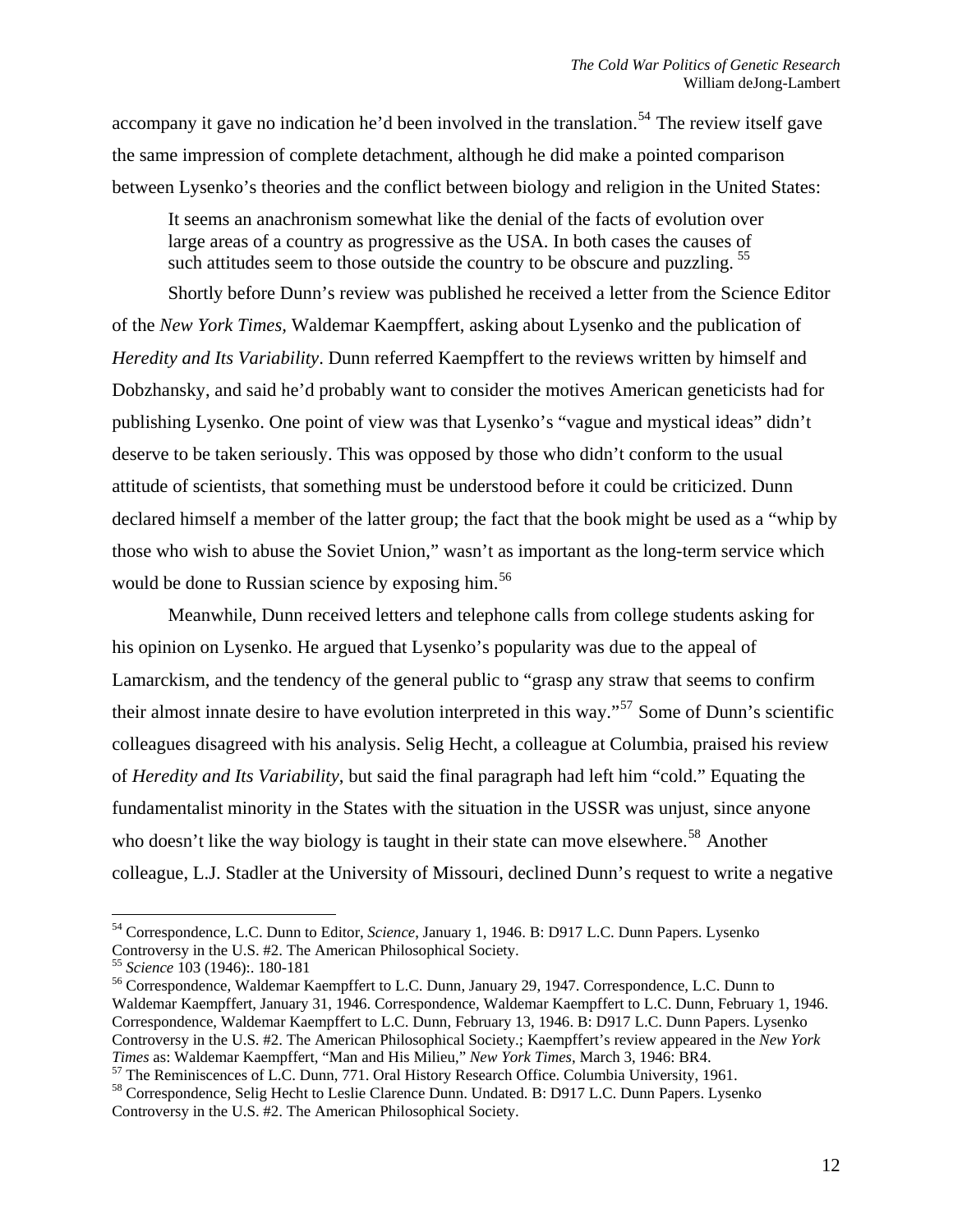accompany it gave no indication he'd been involved in the translation.[54] The review itself gave the same impression of complete detachment, although he did make a pointed comparison between Lysenko's theories and the conflict between biology and religion in the United States:

> It seems an anachronism somewhat like the denial of the facts of evolution over large areas of a country as progressive as the USA. In both cases the causes of such attitudes seem to those outside the country to be obscure and puzzling.[55]

Shortly before Dunn's review was published he received a letter from the Science Editor of the *New York Times*, Waldemar Kaempffert, asking about Lysenko and the publication of *Heredity and Its Variability*. Dunn referred Kaempffert to the reviews written by himself and Dobzhansky, and said he'd probably want to consider the motives American geneticists had for publishing Lysenko. One point of view was that Lysenko's "vague and mystical ideas" didn't deserve to be taken seriously. This was opposed by those who didn't conform to the usual attitude of scientists, that something must be understood before it could be criticized. Dunn declared himself a member of the latter group; the fact that the book might be used as a "whip by those who wish to abuse the Soviet Union," wasn't as important as the long-term service which would be done to Russian science by exposing him.[56]

Meanwhile, Dunn received letters and telephone calls from college students asking for his opinion on Lysenko. He argued that Lysenko's popularity was due to the appeal of Lamarckism, and the tendency of the general public to "grasp any straw that seems to confirm their almost innate desire to have evolution interpreted in this way."[57] Some of Dunn's scientific colleagues disagreed with his analysis. Selig Hecht, a colleague at Columbia, praised his review of *Heredity and Its Variability*, but said the final paragraph had left him "cold." Equating the fundamentalist minority in the States with the situation in the USSR was unjust, since anyone who doesn't like the way biology is taught in their state can move elsewhere.[58] Another colleague, L.J. Stadler at the University of Missouri, declined Dunn's request to write a negative

---

[54] Correspondence, L.C. Dunn to Editor, *Science*, January 1, 1946. B: D917 L.C. Dunn Papers. Lysenko Controversy in the U.S. #2. The American Philosophical Society.

[55] *Science* 103 (1946):. 180-181

[56] Correspondence, Waldemar Kaempffert to L.C. Dunn, January 29, 1947. Correspondence, L.C. Dunn to Waldemar Kaempffert, January 31, 1946. Correspondence, Waldemar Kaempffert to L.C. Dunn, February 1, 1946. Correspondence, Waldemar Kaempffert to L.C. Dunn, February 13, 1946. B: D917 L.C. Dunn Papers. Lysenko Controversy in the U.S. #2. The American Philosophical Society.; Kaempffert's review appeared in the *New York Times* as: Waldemar Kaempffert, "Man and His Milieu," *New York Times*, March 3, 1946: BR4.

[57] The Reminiscences of L.C. Dunn, 771. Oral History Research Office. Columbia University, 1961.

[58] Correspondence, Selig Hecht to Leslie Clarence Dunn. Undated. B: D917 L.C. Dunn Papers. Lysenko Controversy in the U.S. #2. The American Philosophical Society.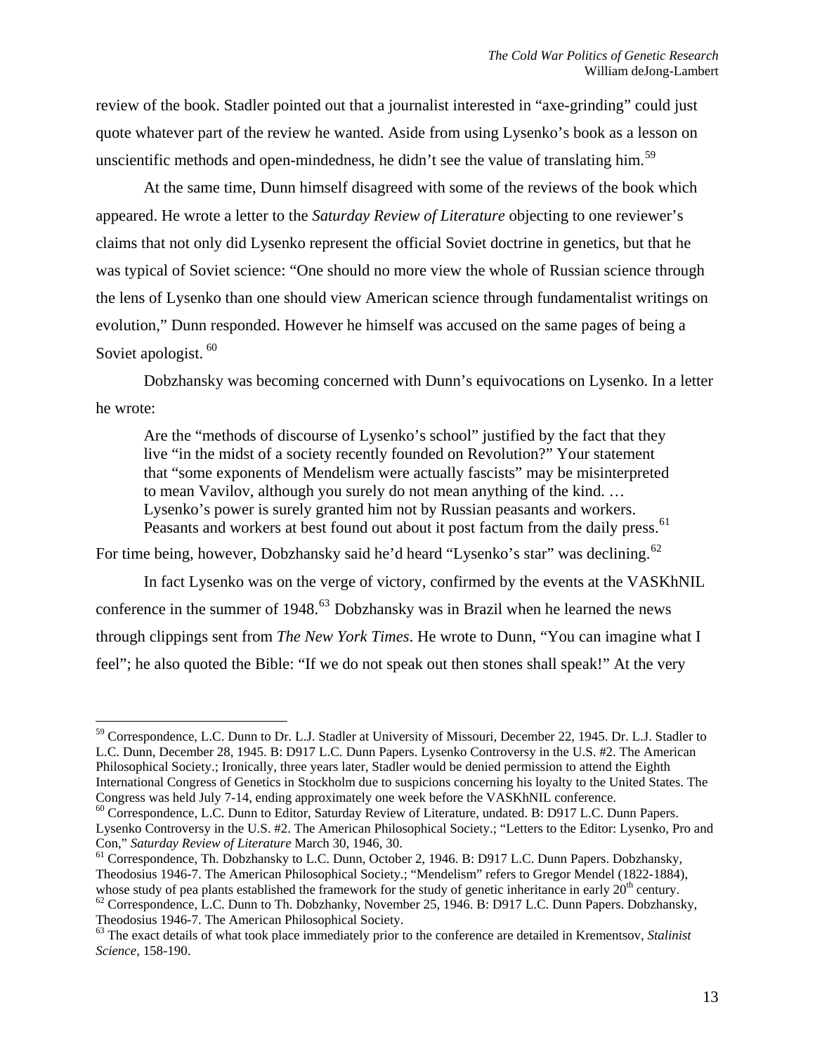review of the book. Stadler pointed out that a journalist interested in "axe-grinding" could just quote whatever part of the review he wanted. Aside from using Lysenko's book as a lesson on unscientific methods and open-mindedness, he didn't see the value of translating him.[59]

At the same time, Dunn himself disagreed with some of the reviews of the book which appeared. He wrote a letter to the *Saturday Review of Literature* objecting to one reviewer's claims that not only did Lysenko represent the official Soviet doctrine in genetics, but that he was typical of Soviet science: "One should no more view the whole of Russian science through the lens of Lysenko than one should view American science through fundamentalist writings on evolution," Dunn responded. However he himself was accused on the same pages of being a Soviet apologist. [60]

Dobzhansky was becoming concerned with Dunn's equivocations on Lysenko. In a letter he wrote:

> Are the "methods of discourse of Lysenko's school" justified by the fact that they live "in the midst of a society recently founded on Revolution?" Your statement that "some exponents of Mendelism were actually fascists" may be misinterpreted to mean Vavilov, although you surely do not mean anything of the kind. … Lysenko's power is surely granted him not by Russian peasants and workers. Peasants and workers at best found out about it post factum from the daily press.[61]

For time being, however, Dobzhansky said he'd heard "Lysenko's star" was declining.[62]

In fact Lysenko was on the verge of victory, confirmed by the events at the VASKhNIL conference in the summer of 1948.[63] Dobzhansky was in Brazil when he learned the news through clippings sent from *The New York Times*. He wrote to Dunn, "You can imagine what I feel"; he also quoted the Bible: "If we do not speak out then stones shall speak!" At the very

---

[59] Correspondence, L.C. Dunn to Dr. L.J. Stadler at University of Missouri, December 22, 1945. Dr. L.J. Stadler to L.C. Dunn, December 28, 1945. B: D917 L.C. Dunn Papers. Lysenko Controversy in the U.S. #2. The American Philosophical Society.; Ironically, three years later, Stadler would be denied permission to attend the Eighth International Congress of Genetics in Stockholm due to suspicions concerning his loyalty to the United States. The Congress was held July 7-14, ending approximately one week before the VASKhNIL conference.

[60] Correspondence, L.C. Dunn to Editor, Saturday Review of Literature, undated. B: D917 L.C. Dunn Papers. Lysenko Controversy in the U.S. #2. The American Philosophical Society.; "Letters to the Editor: Lysenko, Pro and Con," *Saturday Review of Literature* March 30, 1946, 30.

[61] Correspondence, Th. Dobzhansky to L.C. Dunn, October 2, 1946. B: D917 L.C. Dunn Papers. Dobzhansky, Theodosius 1946-7. The American Philosophical Society.; "Mendelism" refers to Gregor Mendel (1822-1884), whose study of pea plants established the framework for the study of genetic inheritance in early 20th century.

[62] Correspondence, L.C. Dunn to Th. Dobzhanky, November 25, 1946. B: D917 L.C. Dunn Papers. Dobzhansky, Theodosius 1946-7. The American Philosophical Society.

[63] The exact details of what took place immediately prior to the conference are detailed in Krementsov, *Stalinist Science*, 158-190.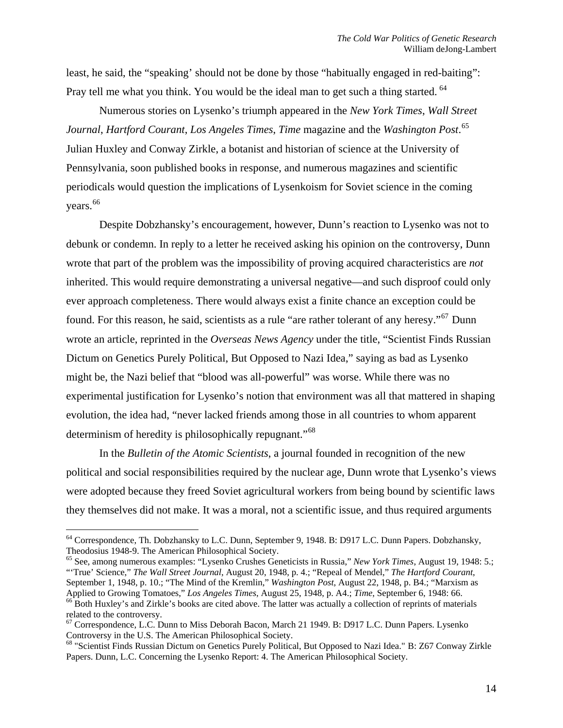least, he said, the "speaking' should not be done by those "habitually engaged in red-baiting": Pray tell me what you think. You would be the ideal man to get such a thing started. [64]

Numerous stories on Lysenko's triumph appeared in the *New York Times*, *Wall Street Journal*, *Hartford Courant*, *Los Angeles Times*, *Time* magazine and the *Washington Post*.[65] Julian Huxley and Conway Zirkle, a botanist and historian of science at the University of Pennsylvania, soon published books in response, and numerous magazines and scientific periodicals would question the implications of Lysenkoism for Soviet science in the coming years.[66]

Despite Dobzhansky's encouragement, however, Dunn's reaction to Lysenko was not to debunk or condemn. In reply to a letter he received asking his opinion on the controversy, Dunn wrote that part of the problem was the impossibility of proving acquired characteristics are *not* inherited. This would require demonstrating a universal negative—and such disproof could only ever approach completeness. There would always exist a finite chance an exception could be found. For this reason, he said, scientists as a rule "are rather tolerant of any heresy."[67] Dunn wrote an article, reprinted in the *Overseas News Agency* under the title, "Scientist Finds Russian Dictum on Genetics Purely Political, But Opposed to Nazi Idea," saying as bad as Lysenko might be, the Nazi belief that "blood was all-powerful" was worse. While there was no experimental justification for Lysenko's notion that environment was all that mattered in shaping evolution, the idea had, "never lacked friends among those in all countries to whom apparent determinism of heredity is philosophically repugnant."[68]

In the *Bulletin of the Atomic Scientists*, a journal founded in recognition of the new political and social responsibilities required by the nuclear age, Dunn wrote that Lysenko's views were adopted because they freed Soviet agricultural workers from being bound by scientific laws they themselves did not make. It was a moral, not a scientific issue, and thus required arguments

---

[64] Correspondence, Th. Dobzhansky to L.C. Dunn, September 9, 1948. B: D917 L.C. Dunn Papers. Dobzhansky, Theodosius 1948-9. The American Philosophical Society.

[65] See, among numerous examples: "Lysenko Crushes Geneticists in Russia," *New York Times*, August 19, 1948: 5.; "'True' Science," *The Wall Street Journal*, August 20, 1948, p. 4.; "Repeal of Mendel," *The Hartford Courant*, September 1, 1948, p. 10.; "The Mind of the Kremlin," *Washington Post*, August 22, 1948, p. B4.; "Marxism as Applied to Growing Tomatoes," *Los Angeles Times*, August 25, 1948, p. A4.; *Time*, September 6, 1948: 66.

[66] Both Huxley's and Zirkle's books are cited above. The latter was actually a collection of reprints of materials related to the controversy.

[67] Correspondence, L.C. Dunn to Miss Deborah Bacon, March 21 1949. B: D917 L.C. Dunn Papers. Lysenko Controversy in the U.S. The American Philosophical Society.

[68] "Scientist Finds Russian Dictum on Genetics Purely Political, But Opposed to Nazi Idea." B: Z67 Conway Zirkle Papers. Dunn, L.C. Concerning the Lysenko Report: 4. The American Philosophical Society.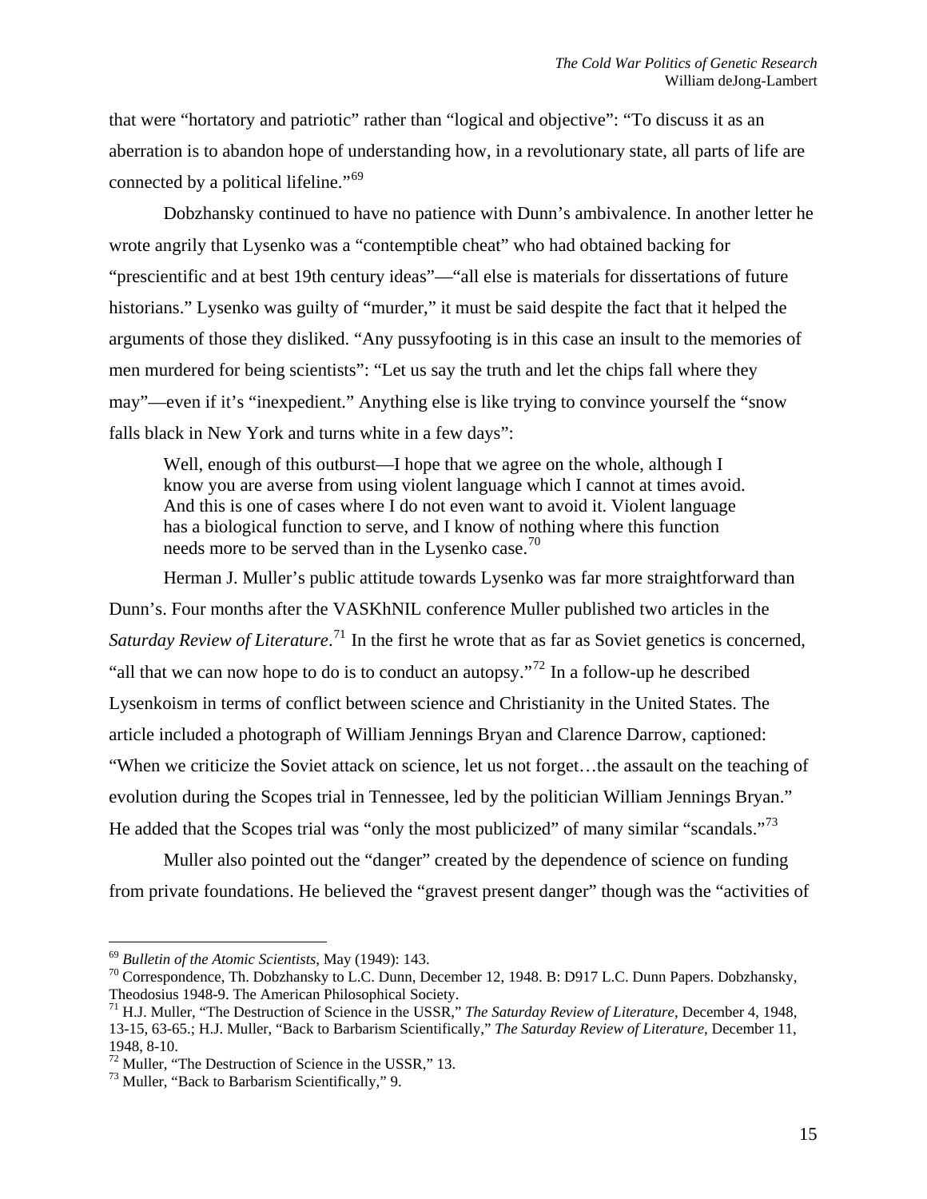that were "hortatory and patriotic" rather than "logical and objective": "To discuss it as an aberration is to abandon hope of understanding how, in a revolutionary state, all parts of life are connected by a political lifeline."[69]

Dobzhansky continued to have no patience with Dunn's ambivalence. In another letter he wrote angrily that Lysenko was a "contemptible cheat" who had obtained backing for "prescientific and at best 19th century ideas"—"all else is materials for dissertations of future historians." Lysenko was guilty of "murder," it must be said despite the fact that it helped the arguments of those they disliked. "Any pussyfooting is in this case an insult to the memories of men murdered for being scientists": "Let us say the truth and let the chips fall where they may"—even if it's "inexpedient." Anything else is like trying to convince yourself the "snow falls black in New York and turns white in a few days":

> Well, enough of this outburst—I hope that we agree on the whole, although I know you are averse from using violent language which I cannot at times avoid. And this is one of cases where I do not even want to avoid it. Violent language has a biological function to serve, and I know of nothing where this function needs more to be served than in the Lysenko case.[70]

Herman J. Muller's public attitude towards Lysenko was far more straightforward than Dunn's. Four months after the VASKhNIL conference Muller published two articles in the *Saturday Review of Literature*.[71] In the first he wrote that as far as Soviet genetics is concerned, "all that we can now hope to do is to conduct an autopsy."[72] In a follow-up he described Lysenkoism in terms of conflict between science and Christianity in the United States. The article included a photograph of William Jennings Bryan and Clarence Darrow, captioned: "When we criticize the Soviet attack on science, let us not forget…the assault on the teaching of evolution during the Scopes trial in Tennessee, led by the politician William Jennings Bryan." He added that the Scopes trial was "only the most publicized" of many similar "scandals."[73]

Muller also pointed out the "danger" created by the dependence of science on funding from private foundations. He believed the "gravest present danger" though was the "activities of

---

[69] *Bulletin of the Atomic Scientists*, May (1949): 143.

[70] Correspondence, Th. Dobzhansky to L.C. Dunn, December 12, 1948. B: D917 L.C. Dunn Papers. Dobzhansky, Theodosius 1948-9. The American Philosophical Society.

[71] H.J. Muller, "The Destruction of Science in the USSR," *The Saturday Review of Literature*, December 4, 1948, 13-15, 63-65.; H.J. Muller, "Back to Barbarism Scientifically," *The Saturday Review of Literature*, December 11, 1948, 8-10.

[72] Muller, "The Destruction of Science in the USSR," 13.

[73] Muller, "Back to Barbarism Scientifically," 9.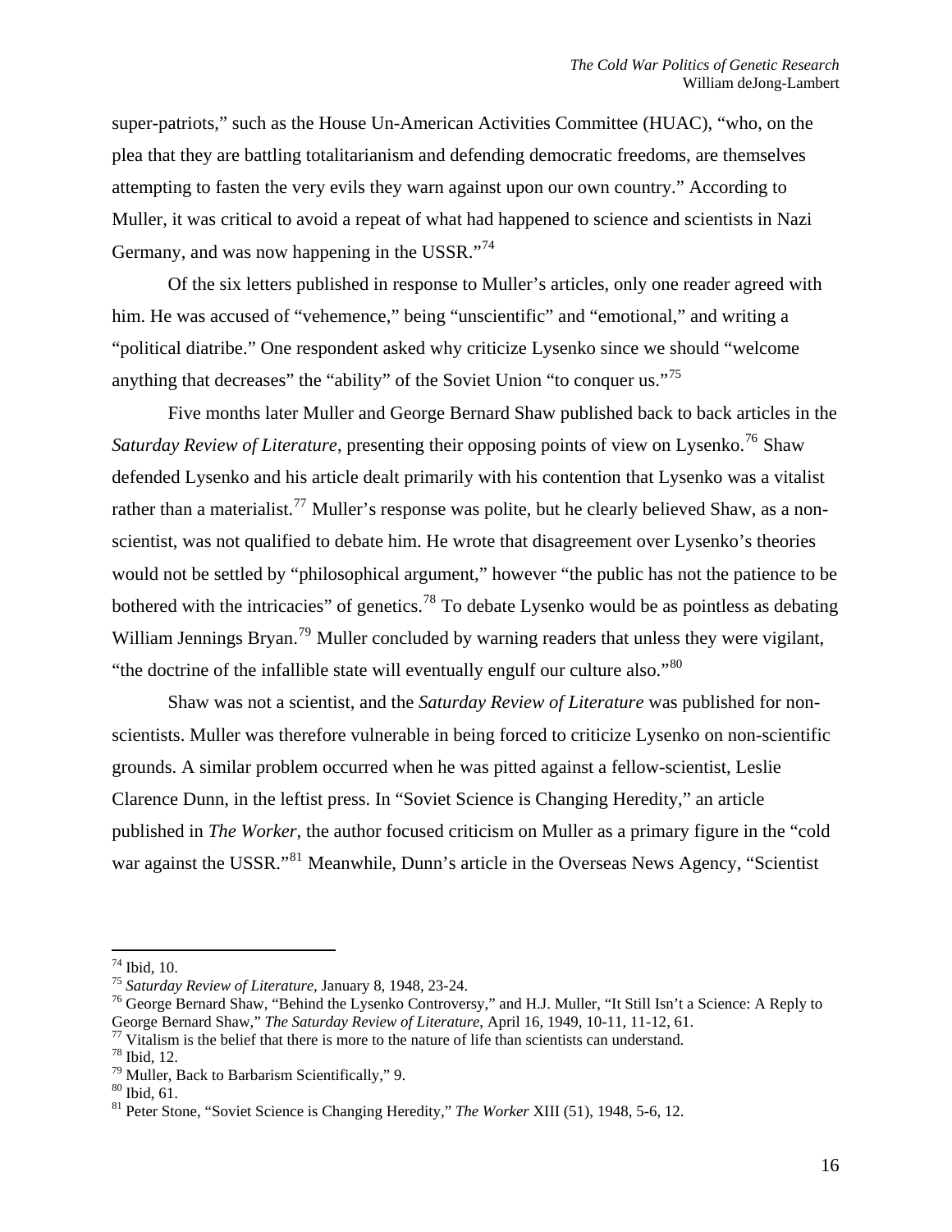super-patriots," such as the House Un-American Activities Committee (HUAC), "who, on the plea that they are battling totalitarianism and defending democratic freedoms, are themselves attempting to fasten the very evils they warn against upon our own country." According to Muller, it was critical to avoid a repeat of what had happened to science and scientists in Nazi Germany, and was now happening in the USSR."[74]

Of the six letters published in response to Muller's articles, only one reader agreed with him. He was accused of "vehemence," being "unscientific" and "emotional," and writing a "political diatribe." One respondent asked why criticize Lysenko since we should "welcome anything that decreases" the "ability" of the Soviet Union "to conquer us."[75]

Five months later Muller and George Bernard Shaw published back to back articles in the *Saturday Review of Literature*, presenting their opposing points of view on Lysenko.[76] Shaw defended Lysenko and his article dealt primarily with his contention that Lysenko was a vitalist rather than a materialist.[77] Muller's response was polite, but he clearly believed Shaw, as a non-scientist, was not qualified to debate him. He wrote that disagreement over Lysenko's theories would not be settled by "philosophical argument," however "the public has not the patience to be bothered with the intricacies" of genetics.[78] To debate Lysenko would be as pointless as debating William Jennings Bryan.[79] Muller concluded by warning readers that unless they were vigilant, "the doctrine of the infallible state will eventually engulf our culture also."[80]

Shaw was not a scientist, and the *Saturday Review of Literature* was published for non-scientists. Muller was therefore vulnerable in being forced to criticize Lysenko on non-scientific grounds. A similar problem occurred when he was pitted against a fellow-scientist, Leslie Clarence Dunn, in the leftist press. In "Soviet Science is Changing Heredity," an article published in *The Worker*, the author focused criticism on Muller as a primary figure in the "cold war against the USSR."[81] Meanwhile, Dunn's article in the Overseas News Agency, "Scientist

---

[74] Ibid, 10.
[75] *Saturday Review of Literature*, January 8, 1948, 23-24.
[76] George Bernard Shaw, "Behind the Lysenko Controversy," and H.J. Muller, "It Still Isn't a Science: A Reply to George Bernard Shaw," *The Saturday Review of Literature*, April 16, 1949, 10-11, 11-12, 61.
[77] Vitalism is the belief that there is more to the nature of life than scientists can understand.
[78] Ibid, 12.
[79] Muller, Back to Barbarism Scientifically," 9.
[80] Ibid, 61.
[81] Peter Stone, "Soviet Science is Changing Heredity," *The Worker* XIII (51), 1948, 5-6, 12.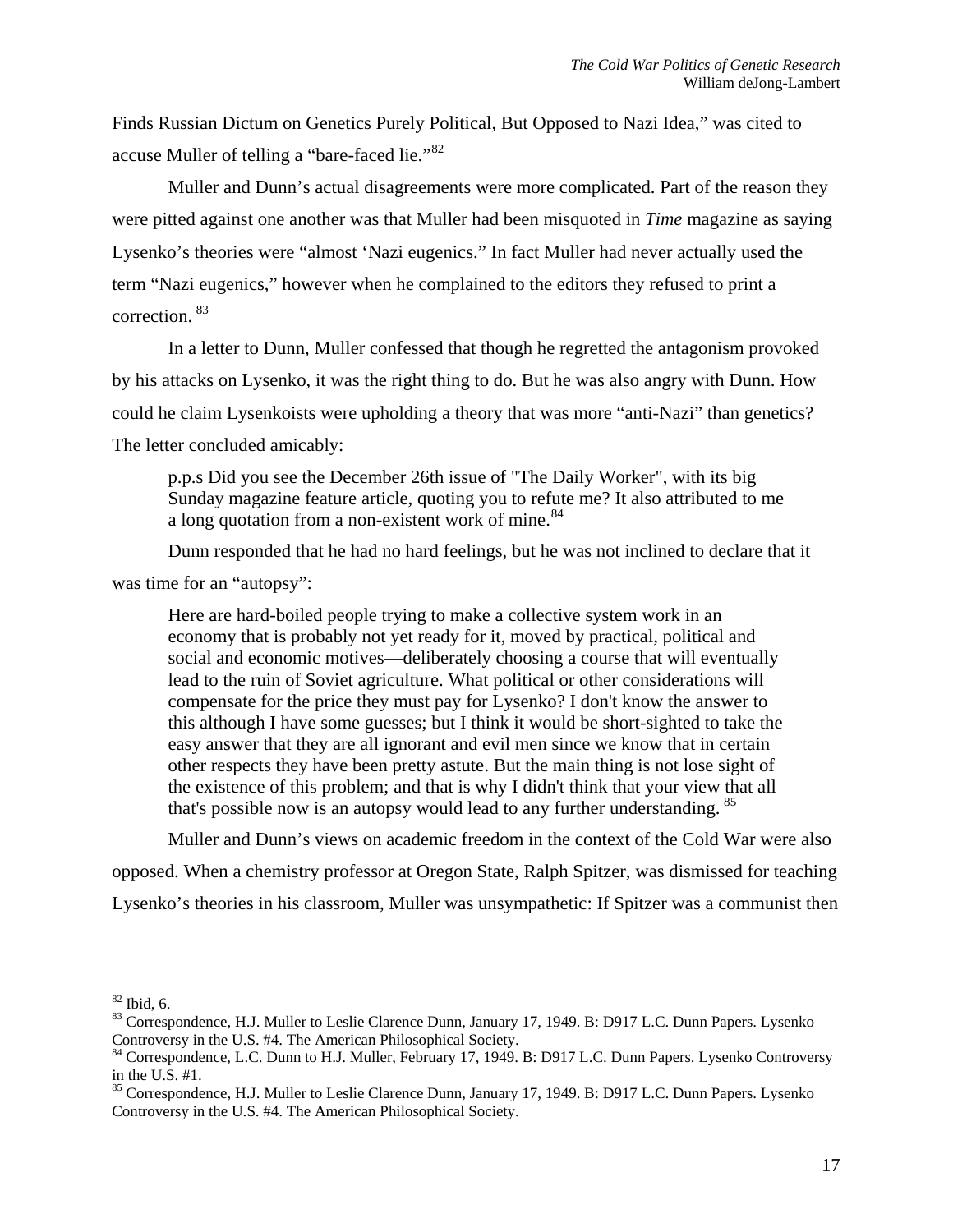Finds Russian Dictum on Genetics Purely Political, But Opposed to Nazi Idea," was cited to accuse Muller of telling a "bare-faced lie."[82]

Muller and Dunn's actual disagreements were more complicated. Part of the reason they were pitted against one another was that Muller had been misquoted in *Time* magazine as saying Lysenko's theories were "almost 'Nazi eugenics." In fact Muller had never actually used the term "Nazi eugenics," however when he complained to the editors they refused to print a correction. [83]

In a letter to Dunn, Muller confessed that though he regretted the antagonism provoked by his attacks on Lysenko, it was the right thing to do. But he was also angry with Dunn. How could he claim Lysenkoists were upholding a theory that was more "anti-Nazi" than genetics? The letter concluded amicably:

> p.p.s Did you see the December 26th issue of "The Daily Worker", with its big Sunday magazine feature article, quoting you to refute me? It also attributed to me a long quotation from a non-existent work of mine.[84]

Dunn responded that he had no hard feelings, but he was not inclined to declare that it was time for an "autopsy":

> Here are hard-boiled people trying to make a collective system work in an economy that is probably not yet ready for it, moved by practical, political and social and economic motives—deliberately choosing a course that will eventually lead to the ruin of Soviet agriculture. What political or other considerations will compensate for the price they must pay for Lysenko? I don't know the answer to this although I have some guesses; but I think it would be short-sighted to take the easy answer that they are all ignorant and evil men since we know that in certain other respects they have been pretty astute. But the main thing is not lose sight of the existence of this problem; and that is why I didn't think that your view that all that's possible now is an autopsy would lead to any further understanding. [85]

Muller and Dunn's views on academic freedom in the context of the Cold War were also opposed. When a chemistry professor at Oregon State, Ralph Spitzer, was dismissed for teaching Lysenko's theories in his classroom, Muller was unsympathetic: If Spitzer was a communist then

---

[82] Ibid, 6.

[83] Correspondence, H.J. Muller to Leslie Clarence Dunn, January 17, 1949. B: D917 L.C. Dunn Papers. Lysenko Controversy in the U.S. #4. The American Philosophical Society.

[84] Correspondence, L.C. Dunn to H.J. Muller, February 17, 1949. B: D917 L.C. Dunn Papers. Lysenko Controversy in the U.S. #1.

[85] Correspondence, H.J. Muller to Leslie Clarence Dunn, January 17, 1949. B: D917 L.C. Dunn Papers. Lysenko Controversy in the U.S. #4. The American Philosophical Society.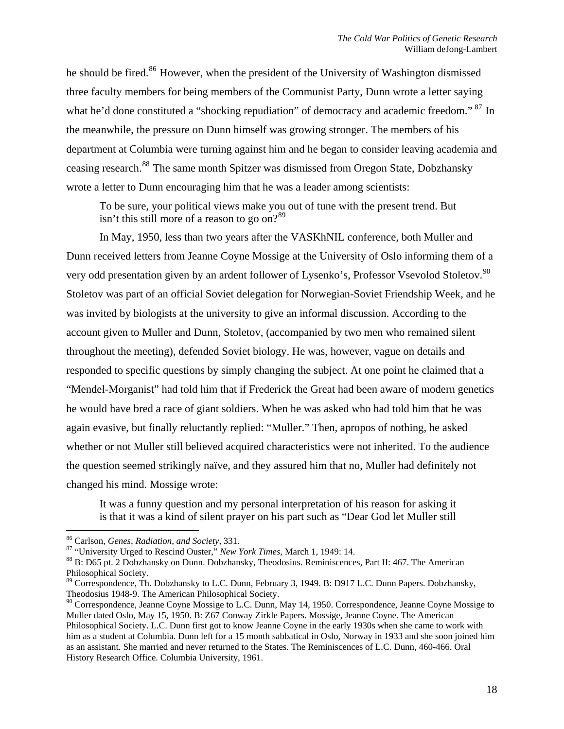he should be fired.[86] However, when the president of the University of Washington dismissed three faculty members for being members of the Communist Party, Dunn wrote a letter saying what he'd done constituted a "shocking repudiation" of democracy and academic freedom." [87] In the meanwhile, the pressure on Dunn himself was growing stronger. The members of his department at Columbia were turning against him and he began to consider leaving academia and ceasing research.[88] The same month Spitzer was dismissed from Oregon State, Dobzhansky wrote a letter to Dunn encouraging him that he was a leader among scientists:

> To be sure, your political views make you out of tune with the present trend. But isn't this still more of a reason to go on?[89]

In May, 1950, less than two years after the VASKhNIL conference, both Muller and Dunn received letters from Jeanne Coyne Mossige at the University of Oslo informing them of a very odd presentation given by an ardent follower of Lysenko's, Professor Vsevolod Stoletov.[90] Stoletov was part of an official Soviet delegation for Norwegian-Soviet Friendship Week, and he was invited by biologists at the university to give an informal discussion. According to the account given to Muller and Dunn, Stoletov, (accompanied by two men who remained silent throughout the meeting), defended Soviet biology. He was, however, vague on details and responded to specific questions by simply changing the subject. At one point he claimed that a "Mendel-Morganist" had told him that if Frederick the Great had been aware of modern genetics he would have bred a race of giant soldiers. When he was asked who had told him that he was again evasive, but finally reluctantly replied: "Muller." Then, apropos of nothing, he asked whether or not Muller still believed acquired characteristics were not inherited. To the audience the question seemed strikingly naïve, and they assured him that no, Muller had definitely not changed his mind. Mossige wrote:

> It was a funny question and my personal interpretation of his reason for asking it is that it was a kind of silent prayer on his part such as "Dear God let Muller still

---

[86] Carlson, *Genes, Radiation, and Society*, 331.

[87] "University Urged to Rescind Ouster," *New York Times*, March 1, 1949: 14.

[88] B: D65 pt. 2 Dobzhansky on Dunn. Dobzhansky, Theodosius. Reminiscences, Part II: 467. The American Philosophical Society.

[89] Correspondence, Th. Dobzhansky to L.C. Dunn, February 3, 1949. B: D917 L.C. Dunn Papers. Dobzhansky, Theodosius 1948-9. The American Philosophical Society.

[90] Correspondence, Jeanne Coyne Mossige to L.C. Dunn, May 14, 1950. Correspondence, Jeanne Coyne Mossige to Muller dated Oslo, May 15, 1950. B: Z67 Conway Zirkle Papers. Mossige, Jeanne Coyne. The American Philosophical Society. L.C. Dunn first got to know Jeanne Coyne in the early 1930s when she came to work with him as a student at Columbia. Dunn left for a 15 month sabbatical in Oslo, Norway in 1933 and she soon joined him as an assistant. She married and never returned to the States. The Reminiscences of L.C. Dunn, 460-466. Oral History Research Office. Columbia University, 1961.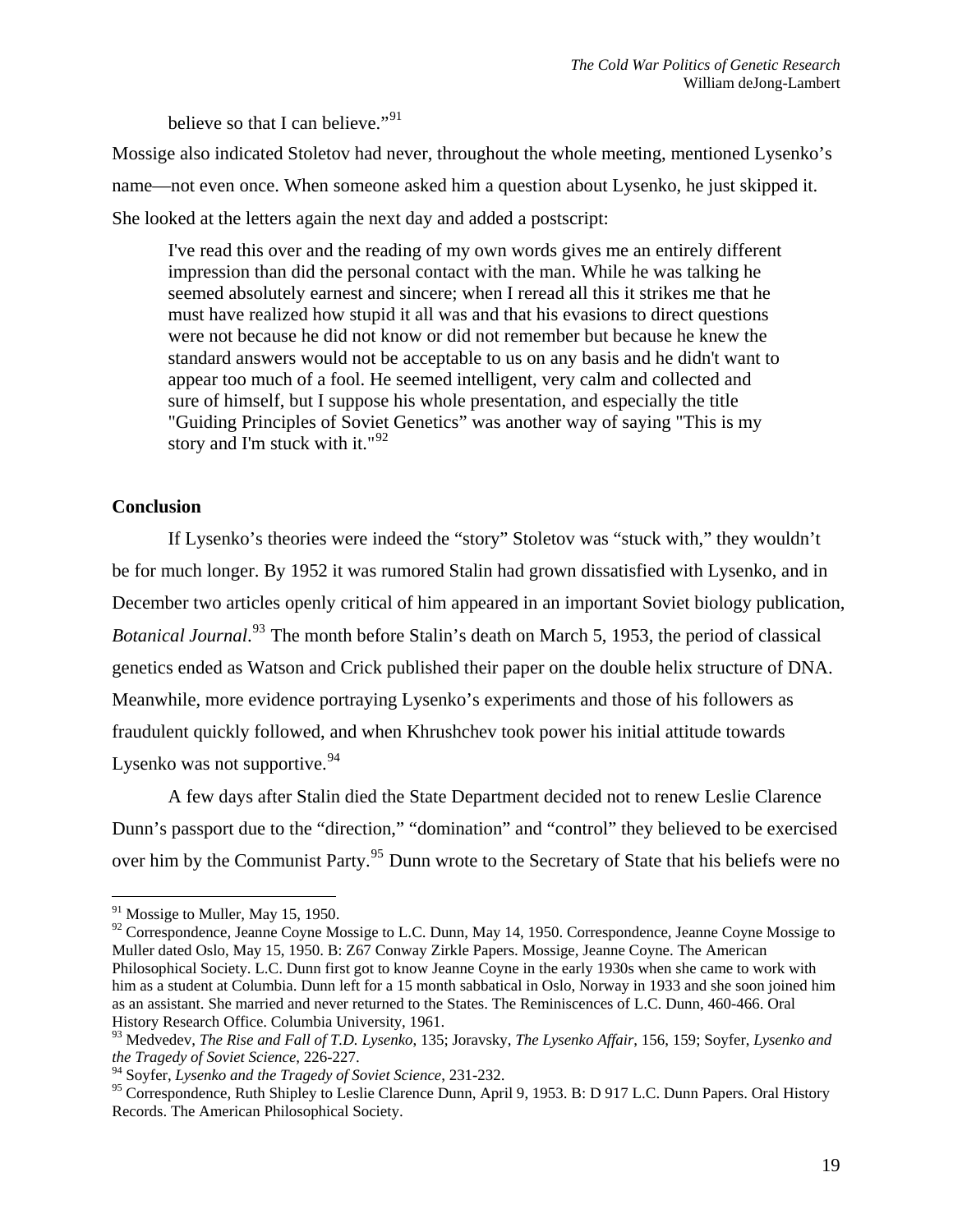believe so that I can believe."[91]

Mossige also indicated Stoletov had never, throughout the whole meeting, mentioned Lysenko's name—not even once. When someone asked him a question about Lysenko, he just skipped it. She looked at the letters again the next day and added a postscript:

> I've read this over and the reading of my own words gives me an entirely different impression than did the personal contact with the man. While he was talking he seemed absolutely earnest and sincere; when I reread all this it strikes me that he must have realized how stupid it all was and that his evasions to direct questions were not because he did not know or did not remember but because he knew the standard answers would not be acceptable to us on any basis and he didn't want to appear too much of a fool. He seemed intelligent, very calm and collected and sure of himself, but I suppose his whole presentation, and especially the title "Guiding Principles of Soviet Genetics" was another way of saying "This is my story and I'm stuck with it."[92]

**Conclusion**

If Lysenko's theories were indeed the "story" Stoletov was "stuck with," they wouldn't be for much longer. By 1952 it was rumored Stalin had grown dissatisfied with Lysenko, and in December two articles openly critical of him appeared in an important Soviet biology publication, *Botanical Journal*.[93] The month before Stalin's death on March 5, 1953, the period of classical genetics ended as Watson and Crick published their paper on the double helix structure of DNA. Meanwhile, more evidence portraying Lysenko's experiments and those of his followers as fraudulent quickly followed, and when Khrushchev took power his initial attitude towards Lysenko was not supportive.[94]

A few days after Stalin died the State Department decided not to renew Leslie Clarence Dunn's passport due to the "direction," "domination" and "control" they believed to be exercised over him by the Communist Party.[95] Dunn wrote to the Secretary of State that his beliefs were no

---

[91] Mossige to Muller, May 15, 1950.

[92] Correspondence, Jeanne Coyne Mossige to L.C. Dunn, May 14, 1950. Correspondence, Jeanne Coyne Mossige to Muller dated Oslo, May 15, 1950. B: Z67 Conway Zirkle Papers. Mossige, Jeanne Coyne. The American Philosophical Society. L.C. Dunn first got to know Jeanne Coyne in the early 1930s when she came to work with him as a student at Columbia. Dunn left for a 15 month sabbatical in Oslo, Norway in 1933 and she soon joined him as an assistant. She married and never returned to the States. The Reminiscences of L.C. Dunn, 460-466. Oral History Research Office. Columbia University, 1961.

[93] Medvedev, *The Rise and Fall of T.D. Lysenko*, 135; Joravsky, *The Lysenko Affair*, 156, 159; Soyfer, *Lysenko and the Tragedy of Soviet Science*, 226-227.

[94] Soyfer, *Lysenko and the Tragedy of Soviet Science*, 231-232.

[95] Correspondence, Ruth Shipley to Leslie Clarence Dunn, April 9, 1953. B: D 917 L.C. Dunn Papers. Oral History Records. The American Philosophical Society.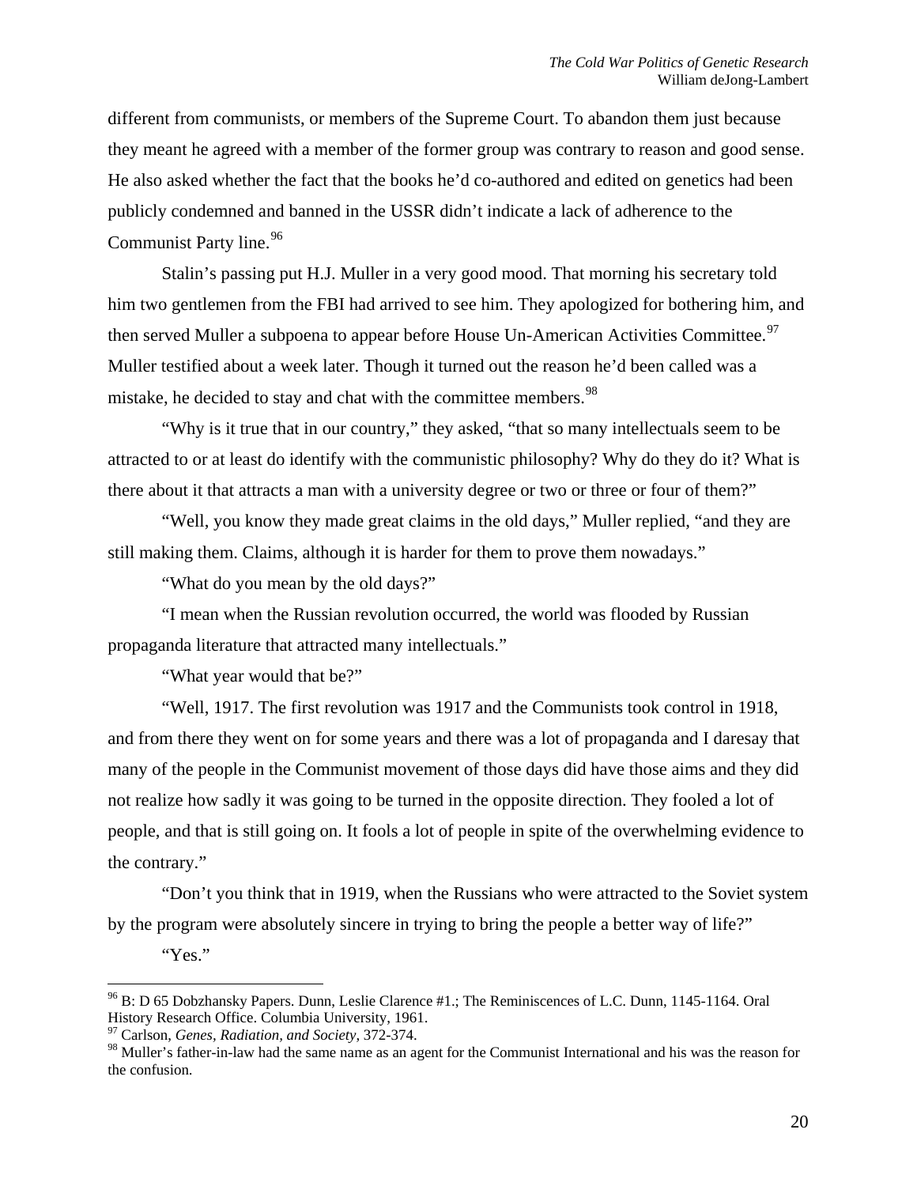different from communists, or members of the Supreme Court. To abandon them just because they meant he agreed with a member of the former group was contrary to reason and good sense. He also asked whether the fact that the books he'd co-authored and edited on genetics had been publicly condemned and banned in the USSR didn't indicate a lack of adherence to the Communist Party line.[96]

Stalin's passing put H.J. Muller in a very good mood. That morning his secretary told him two gentlemen from the FBI had arrived to see him. They apologized for bothering him, and then served Muller a subpoena to appear before House Un-American Activities Committee.[97] Muller testified about a week later. Though it turned out the reason he'd been called was a mistake, he decided to stay and chat with the committee members.[98]

"Why is it true that in our country," they asked, "that so many intellectuals seem to be attracted to or at least do identify with the communistic philosophy? Why do they do it? What is there about it that attracts a man with a university degree or two or three or four of them?"

"Well, you know they made great claims in the old days," Muller replied, "and they are still making them. Claims, although it is harder for them to prove them nowadays."

"What do you mean by the old days?"

"I mean when the Russian revolution occurred, the world was flooded by Russian propaganda literature that attracted many intellectuals."

"What year would that be?"

"Well, 1917. The first revolution was 1917 and the Communists took control in 1918, and from there they went on for some years and there was a lot of propaganda and I daresay that many of the people in the Communist movement of those days did have those aims and they did not realize how sadly it was going to be turned in the opposite direction. They fooled a lot of people, and that is still going on. It fools a lot of people in spite of the overwhelming evidence to the contrary."

"Don't you think that in 1919, when the Russians who were attracted to the Soviet system by the program were absolutely sincere in trying to bring the people a better way of life?"

"Yes."

---

[96] B: D 65 Dobzhansky Papers. Dunn, Leslie Clarence #1.; The Reminiscences of L.C. Dunn, 1145-1164. Oral History Research Office. Columbia University, 1961.

[97] Carlson, *Genes, Radiation, and Society*, 372-374.

[98] Muller's father-in-law had the same name as an agent for the Communist International and his was the reason for the confusion.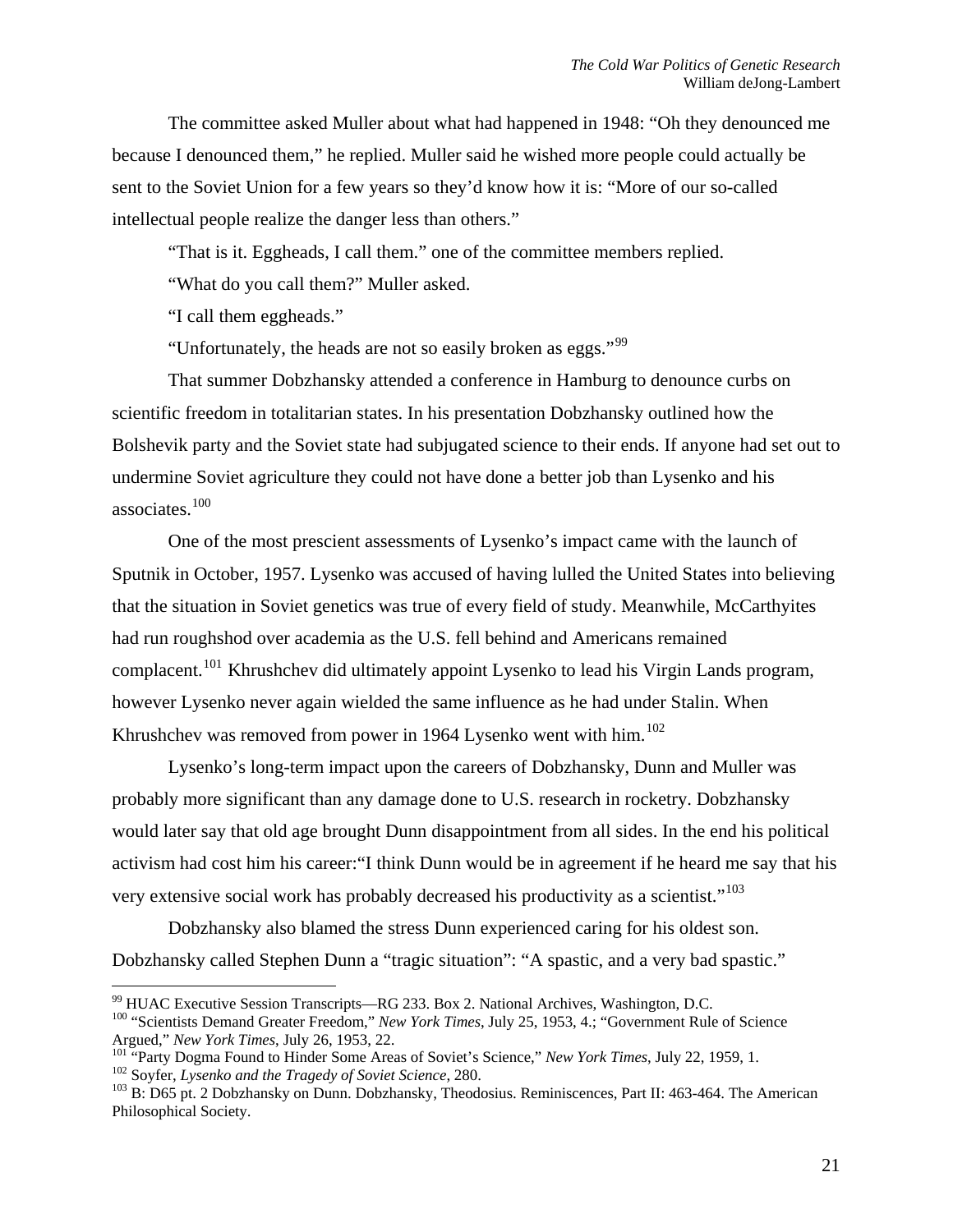The committee asked Muller about what had happened in 1948: "Oh they denounced me because I denounced them," he replied. Muller said he wished more people could actually be sent to the Soviet Union for a few years so they'd know how it is: "More of our so-called intellectual people realize the danger less than others."

"That is it. Eggheads, I call them." one of the committee members replied.

"What do you call them?" Muller asked.

"I call them eggheads."

"Unfortunately, the heads are not so easily broken as eggs."[99]

That summer Dobzhansky attended a conference in Hamburg to denounce curbs on scientific freedom in totalitarian states. In his presentation Dobzhansky outlined how the Bolshevik party and the Soviet state had subjugated science to their ends. If anyone had set out to undermine Soviet agriculture they could not have done a better job than Lysenko and his associates.[100]

One of the most prescient assessments of Lysenko's impact came with the launch of Sputnik in October, 1957. Lysenko was accused of having lulled the United States into believing that the situation in Soviet genetics was true of every field of study. Meanwhile, McCarthyites had run roughshod over academia as the U.S. fell behind and Americans remained complacent.[101] Khrushchev did ultimately appoint Lysenko to lead his Virgin Lands program, however Lysenko never again wielded the same influence as he had under Stalin. When Khrushchev was removed from power in 1964 Lysenko went with him.[102]

Lysenko's long-term impact upon the careers of Dobzhansky, Dunn and Muller was probably more significant than any damage done to U.S. research in rocketry. Dobzhansky would later say that old age brought Dunn disappointment from all sides. In the end his political activism had cost him his career:"I think Dunn would be in agreement if he heard me say that his very extensive social work has probably decreased his productivity as a scientist."[103]

Dobzhansky also blamed the stress Dunn experienced caring for his oldest son. Dobzhansky called Stephen Dunn a "tragic situation": "A spastic, and a very bad spastic."

---

[99] HUAC Executive Session Transcripts—RG 233. Box 2. National Archives, Washington, D.C.

[100] "Scientists Demand Greater Freedom," *New York Times*, July 25, 1953, 4.; "Government Rule of Science Argued," *New York Times*, July 26, 1953, 22.

[101] "Party Dogma Found to Hinder Some Areas of Soviet's Science," *New York Times*, July 22, 1959, 1.

[102] Soyfer, *Lysenko and the Tragedy of Soviet Science*, 280.

[103] B: D65 pt. 2 Dobzhansky on Dunn. Dobzhansky, Theodosius. Reminiscences, Part II: 463-464. The American Philosophical Society.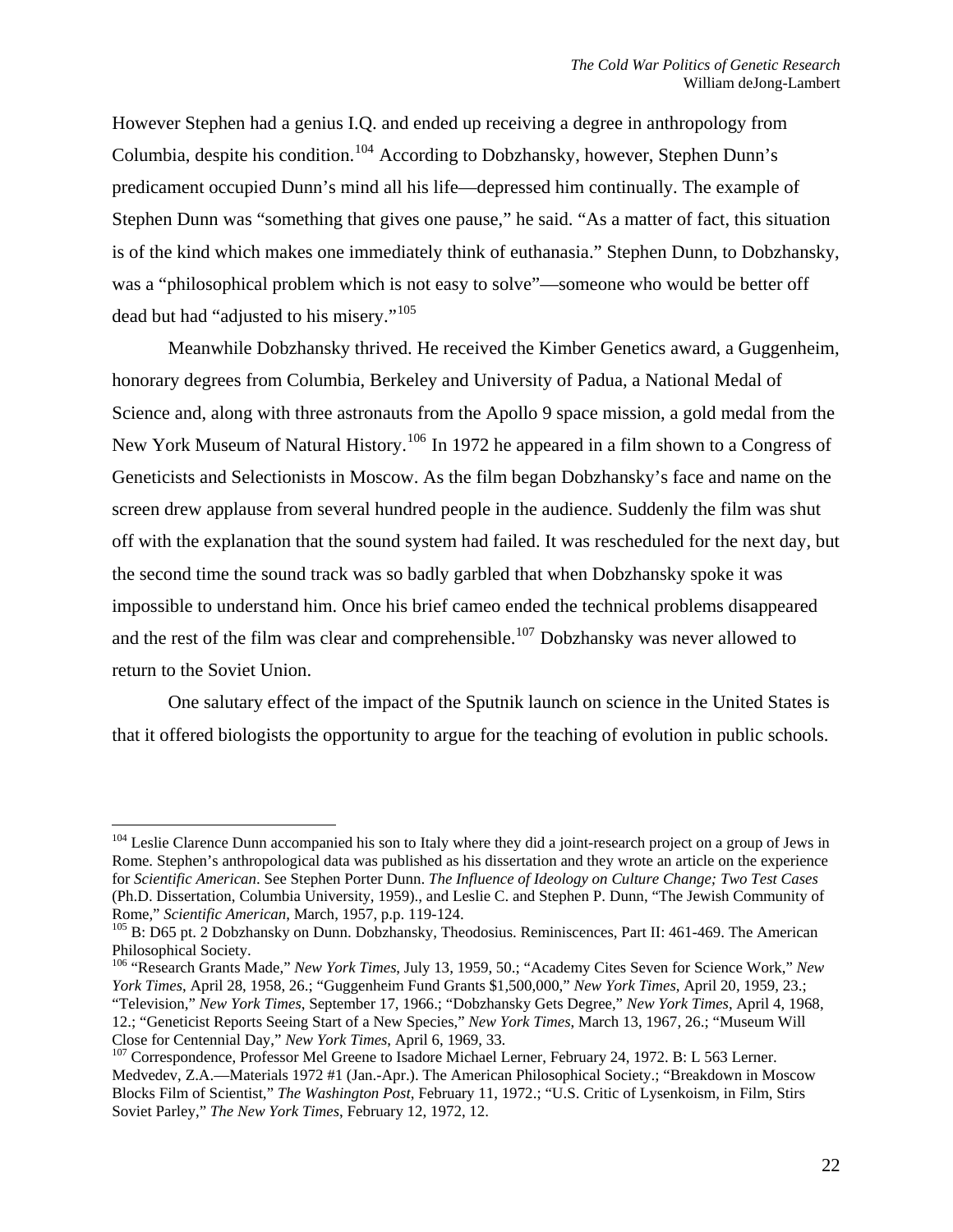However Stephen had a genius I.Q. and ended up receiving a degree in anthropology from Columbia, despite his condition.[104] According to Dobzhansky, however, Stephen Dunn's predicament occupied Dunn's mind all his life—depressed him continually. The example of Stephen Dunn was "something that gives one pause," he said. "As a matter of fact, this situation is of the kind which makes one immediately think of euthanasia." Stephen Dunn, to Dobzhansky, was a "philosophical problem which is not easy to solve"—someone who would be better off dead but had "adjusted to his misery."[105]

Meanwhile Dobzhansky thrived. He received the Kimber Genetics award, a Guggenheim, honorary degrees from Columbia, Berkeley and University of Padua, a National Medal of Science and, along with three astronauts from the Apollo 9 space mission, a gold medal from the New York Museum of Natural History.[106] In 1972 he appeared in a film shown to a Congress of Geneticists and Selectionists in Moscow. As the film began Dobzhansky's face and name on the screen drew applause from several hundred people in the audience. Suddenly the film was shut off with the explanation that the sound system had failed. It was rescheduled for the next day, but the second time the sound track was so badly garbled that when Dobzhansky spoke it was impossible to understand him. Once his brief cameo ended the technical problems disappeared and the rest of the film was clear and comprehensible.[107] Dobzhansky was never allowed to return to the Soviet Union.

One salutary effect of the impact of the Sputnik launch on science in the United States is that it offered biologists the opportunity to argue for the teaching of evolution in public schools.

---

[104] Leslie Clarence Dunn accompanied his son to Italy where they did a joint-research project on a group of Jews in Rome. Stephen's anthropological data was published as his dissertation and they wrote an article on the experience for *Scientific American*. See Stephen Porter Dunn. *The Influence of Ideology on Culture Change; Two Test Cases* (Ph.D. Dissertation, Columbia University, 1959)., and Leslie C. and Stephen P. Dunn, "The Jewish Community of Rome," *Scientific American*, March, 1957, p.p. 119-124.

[105] B: D65 pt. 2 Dobzhansky on Dunn. Dobzhansky, Theodosius. Reminiscences, Part II: 461-469. The American Philosophical Society.

[106] "Research Grants Made," *New York Times*, July 13, 1959, 50.; "Academy Cites Seven for Science Work," *New York Times*, April 28, 1958, 26.; "Guggenheim Fund Grants $1,500,000," *New York Times*, April 20, 1959, 23.; "Television," *New York Times*, September 17, 1966.; "Dobzhansky Gets Degree," *New York Times*, April 4, 1968, 12.; "Geneticist Reports Seeing Start of a New Species," *New York Times*, March 13, 1967, 26.; "Museum Will Close for Centennial Day," *New York Times*, April 6, 1969, 33.

[107] Correspondence, Professor Mel Greene to Isadore Michael Lerner, February 24, 1972. B: L 563 Lerner. Medvedev, Z.A.—Materials 1972 #1 (Jan.-Apr.). The American Philosophical Society.; "Breakdown in Moscow Blocks Film of Scientist," *The Washington Post*, February 11, 1972.; "U.S. Critic of Lysenkoism, in Film, Stirs Soviet Parley," *The New York Times*, February 12, 1972, 12.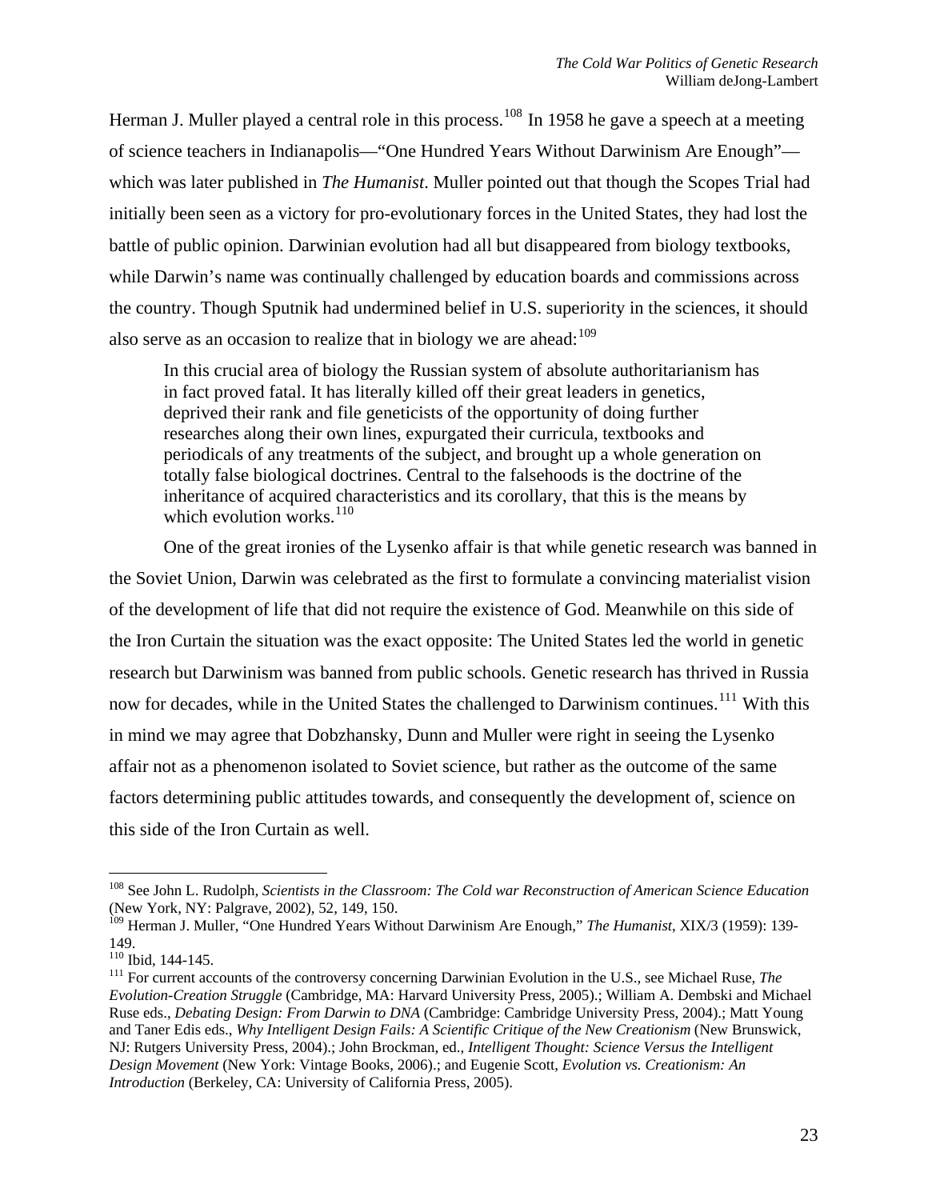Herman J. Muller played a central role in this process.[108] In 1958 he gave a speech at a meeting of science teachers in Indianapolis—"One Hundred Years Without Darwinism Are Enough"—which was later published in *The Humanist*. Muller pointed out that though the Scopes Trial had initially been seen as a victory for pro-evolutionary forces in the United States, they had lost the battle of public opinion. Darwinian evolution had all but disappeared from biology textbooks, while Darwin's name was continually challenged by education boards and commissions across the country. Though Sputnik had undermined belief in U.S. superiority in the sciences, it should also serve as an occasion to realize that in biology we are ahead:[109]

> In this crucial area of biology the Russian system of absolute authoritarianism has in fact proved fatal. It has literally killed off their great leaders in genetics, deprived their rank and file geneticists of the opportunity of doing further researches along their own lines, expurgated their curricula, textbooks and periodicals of any treatments of the subject, and brought up a whole generation on totally false biological doctrines. Central to the falsehoods is the doctrine of the inheritance of acquired characteristics and its corollary, that this is the means by which evolution works.[110]

One of the great ironies of the Lysenko affair is that while genetic research was banned in the Soviet Union, Darwin was celebrated as the first to formulate a convincing materialist vision of the development of life that did not require the existence of God. Meanwhile on this side of the Iron Curtain the situation was the exact opposite: The United States led the world in genetic research but Darwinism was banned from public schools. Genetic research has thrived in Russia now for decades, while in the United States the challenged to Darwinism continues.[111] With this in mind we may agree that Dobzhansky, Dunn and Muller were right in seeing the Lysenko affair not as a phenomenon isolated to Soviet science, but rather as the outcome of the same factors determining public attitudes towards, and consequently the development of, science on this side of the Iron Curtain as well.

---

[108] See John L. Rudolph, *Scientists in the Classroom: The Cold war Reconstruction of American Science Education* (New York, NY: Palgrave, 2002), 52, 149, 150.

[109] Herman J. Muller, "One Hundred Years Without Darwinism Are Enough," *The Humanist*, XIX/3 (1959): 139-149.

[110] Ibid, 144-145.

[111] For current accounts of the controversy concerning Darwinian Evolution in the U.S., see Michael Ruse, *The Evolution-Creation Struggle* (Cambridge, MA: Harvard University Press, 2005).; William A. Dembski and Michael Ruse eds., *Debating Design: From Darwin to DNA* (Cambridge: Cambridge University Press, 2004).; Matt Young and Taner Edis eds., *Why Intelligent Design Fails: A Scientific Critique of the New Creationism* (New Brunswick, NJ: Rutgers University Press, 2004).; John Brockman, ed., *Intelligent Thought: Science Versus the Intelligent Design Movement* (New York: Vintage Books, 2006).; and Eugenie Scott, *Evolution vs. Creationism: An Introduction* (Berkeley, CA: University of California Press, 2005).